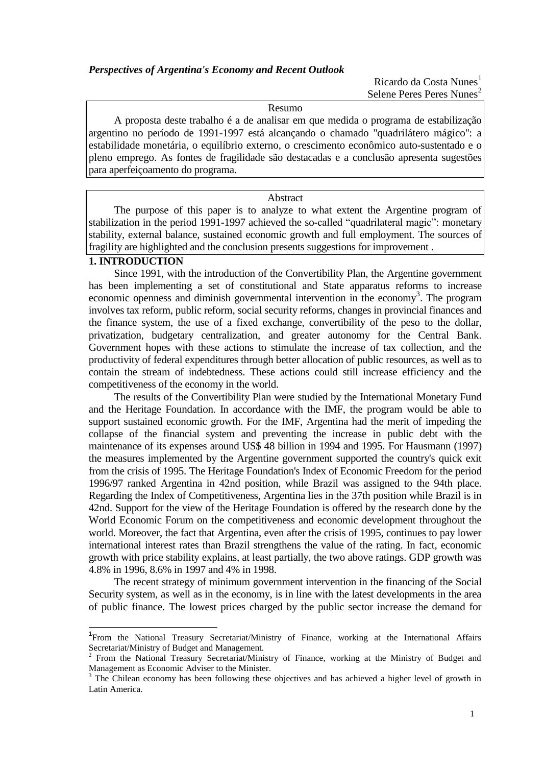# *Perspectives of Argentina's Economy and Recent Outlook*

Ricardo da Costa Nunes[1]
Selene Peres Peres Nunes[2]

Resumo

A proposta deste trabalho é a de analisar em que medida o programa de estabilização argentino no período de 1991-1997 está alcançando o chamado "quadrilátero mágico": a estabilidade monetária, o equilíbrio externo, o crescimento econômico auto-sustentado e o pleno emprego. As fontes de fragilidade são destacadas e a conclusão apresenta sugestões para aperfeiçoamento do programa.

Abstract

The purpose of this paper is to analyze to what extent the Argentine program of stabilization in the period 1991-1997 achieved the so-called "quadrilateral magic": monetary stability, external balance, sustained economic growth and full employment. The sources of fragility are highlighted and the conclusion presents suggestions for improvement .

## 1. INTRODUCTION

Since 1991, with the introduction of the Convertibility Plan, the Argentine government has been implementing a set of constitutional and State apparatus reforms to increase economic openness and diminish governmental intervention in the economy[3]. The program involves tax reform, public reform, social security reforms, changes in provincial finances and the finance system, the use of a fixed exchange, convertibility of the peso to the dollar, privatization, budgetary centralization, and greater autonomy for the Central Bank. Government hopes with these actions to stimulate the increase of tax collection, and the productivity of federal expenditures through better allocation of public resources, as well as to contain the stream of indebtedness. These actions could still increase efficiency and the competitiveness of the economy in the world.

The results of the Convertibility Plan were studied by the International Monetary Fund and the Heritage Foundation. In accordance with the IMF, the program would be able to support sustained economic growth. For the IMF, Argentina had the merit of impeding the collapse of the financial system and preventing the increase in public debt with the maintenance of its expenses around US$ 48 billion in 1994 and 1995. For Hausmann (1997) the measures implemented by the Argentine government supported the country's quick exit from the crisis of 1995. The Heritage Foundation's Index of Economic Freedom for the period 1996/97 ranked Argentina in 42nd position, while Brazil was assigned to the 94th place. Regarding the Index of Competitiveness, Argentina lies in the 37th position while Brazil is in 42nd. Support for the view of the Heritage Foundation is offered by the research done by the World Economic Forum on the competitiveness and economic development throughout the world. Moreover, the fact that Argentina, even after the crisis of 1995, continues to pay lower international interest rates than Brazil strengthens the value of the rating. In fact, economic growth with price stability explains, at least partially, the two above ratings. GDP growth was 4.8% in 1996, 8.6% in 1997 and 4% in 1998.

The recent strategy of minimum government intervention in the financing of the Social Security system, as well as in the economy, is in line with the latest developments in the area of public finance. The lowest prices charged by the public sector increase the demand for

---

[1] From the National Treasury Secretariat/Ministry of Finance, working at the International Affairs Secretariat/Ministry of Budget and Management.

[2] From the National Treasury Secretariat/Ministry of Finance, working at the Ministry of Budget and Management as Economic Adviser to the Minister.

[3] The Chilean economy has been following these objectives and has achieved a higher level of growth in Latin America.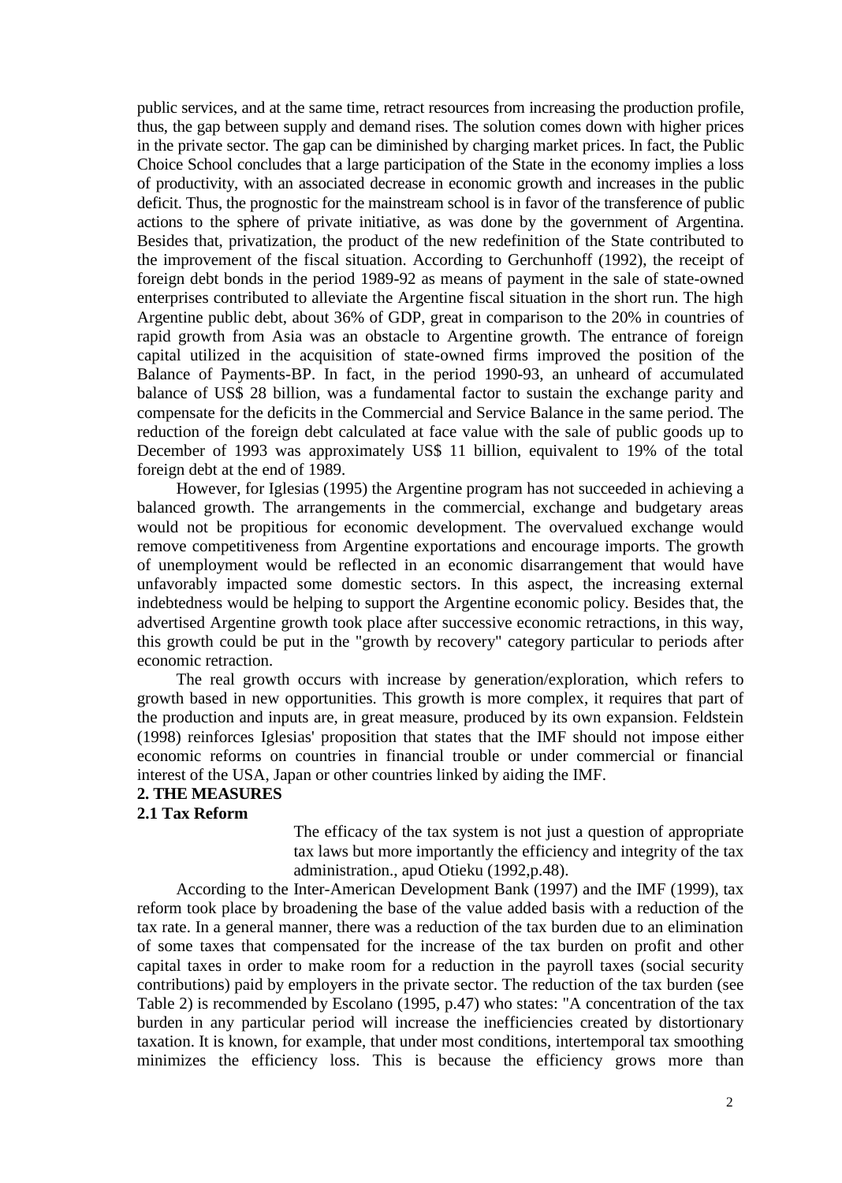public services, and at the same time, retract resources from increasing the production profile, thus, the gap between supply and demand rises. The solution comes down with higher prices in the private sector. The gap can be diminished by charging market prices. In fact, the Public Choice School concludes that a large participation of the State in the economy implies a loss of productivity, with an associated decrease in economic growth and increases in the public deficit. Thus, the prognostic for the mainstream school is in favor of the transference of public actions to the sphere of private initiative, as was done by the government of Argentina. Besides that, privatization, the product of the new redefinition of the State contributed to the improvement of the fiscal situation. According to Gerchunhoff (1992), the receipt of foreign debt bonds in the period 1989-92 as means of payment in the sale of state-owned enterprises contributed to alleviate the Argentine fiscal situation in the short run. The high Argentine public debt, about 36% of GDP, great in comparison to the 20% in countries of rapid growth from Asia was an obstacle to Argentine growth. The entrance of foreign capital utilized in the acquisition of state-owned firms improved the position of the Balance of Payments-BP. In fact, in the period 1990-93, an unheard of accumulated balance of US$ 28 billion, was a fundamental factor to sustain the exchange parity and compensate for the deficits in the Commercial and Service Balance in the same period. The reduction of the foreign debt calculated at face value with the sale of public goods up to December of 1993 was approximately US$ 11 billion, equivalent to 19% of the total foreign debt at the end of 1989.

However, for Iglesias (1995) the Argentine program has not succeeded in achieving a balanced growth. The arrangements in the commercial, exchange and budgetary areas would not be propitious for economic development. The overvalued exchange would remove competitiveness from Argentine exportations and encourage imports. The growth of unemployment would be reflected in an economic disarrangement that would have unfavorably impacted some domestic sectors. In this aspect, the increasing external indebtedness would be helping to support the Argentine economic policy. Besides that, the advertised Argentine growth took place after successive economic retractions, in this way, this growth could be put in the "growth by recovery" category particular to periods after economic retraction.

The real growth occurs with increase by generation/exploration, which refers to growth based in new opportunities. This growth is more complex, it requires that part of the production and inputs are, in great measure, produced by its own expansion. Feldstein (1998) reinforces Iglesias' proposition that states that the IMF should not impose either economic reforms on countries in financial trouble or under commercial or financial interest of the USA, Japan or other countries linked by aiding the IMF.

## 2. THE MEASURES

### 2.1 Tax Reform

> The efficacy of the tax system is not just a question of appropriate tax laws but more importantly the efficiency and integrity of the tax administration., apud Otieku (1992,p.48).

According to the Inter-American Development Bank (1997) and the IMF (1999), tax reform took place by broadening the base of the value added basis with a reduction of the tax rate. In a general manner, there was a reduction of the tax burden due to an elimination of some taxes that compensated for the increase of the tax burden on profit and other capital taxes in order to make room for a reduction in the payroll taxes (social security contributions) paid by employers in the private sector. The reduction of the tax burden (see Table 2) is recommended by Escolano (1995, p.47) who states: "A concentration of the tax burden in any particular period will increase the inefficiencies created by distortionary taxation. It is known, for example, that under most conditions, intertemporal tax smoothing minimizes the efficiency loss. This is because the efficiency grows more than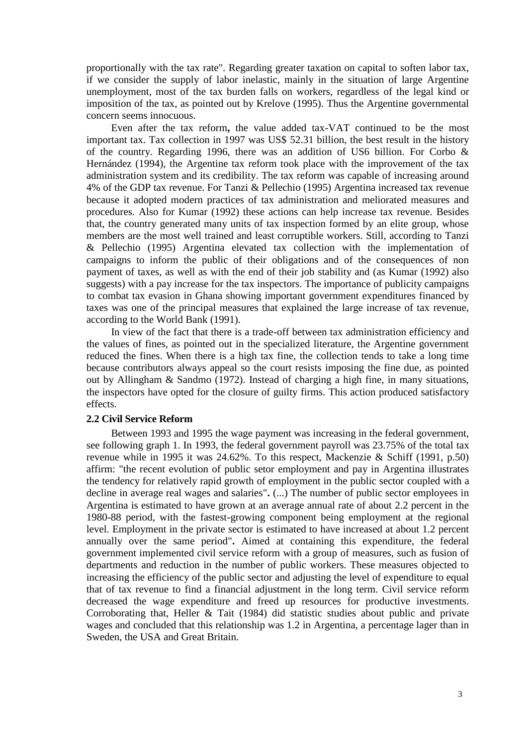proportionally with the tax rate". Regarding greater taxation on capital to soften labor tax, if we consider the supply of labor inelastic, mainly in the situation of large Argentine unemployment, most of the tax burden falls on workers, regardless of the legal kind or imposition of the tax, as pointed out by Krelove (1995). Thus the Argentine governmental concern seems innocuous.

Even after the tax reform**,** the value added tax-VAT continued to be the most important tax. Tax collection in 1997 was US$ 52.31 billion, the best result in the history of the country. Regarding 1996, there was an addition of US6 billion. For Corbo & Hernández (1994), the Argentine tax reform took place with the improvement of the tax administration system and its credibility. The tax reform was capable of increasing around 4% of the GDP tax revenue. For Tanzi & Pellechio (1995) Argentina increased tax revenue because it adopted modern practices of tax administration and meliorated measures and procedures. Also for Kumar (1992) these actions can help increase tax revenue. Besides that, the country generated many units of tax inspection formed by an elite group, whose members are the most well trained and least corruptible workers. Still, according to Tanzi & Pellechio (1995) Argentina elevated tax collection with the implementation of campaigns to inform the public of their obligations and of the consequences of non payment of taxes, as well as with the end of their job stability and (as Kumar (1992) also suggests) with a pay increase for the tax inspectors. The importance of publicity campaigns to combat tax evasion in Ghana showing important government expenditures financed by taxes was one of the principal measures that explained the large increase of tax revenue, according to the World Bank (1991).

In view of the fact that there is a trade-off between tax administration efficiency and the values of fines, as pointed out in the specialized literature, the Argentine government reduced the fines. When there is a high tax fine, the collection tends to take a long time because contributors always appeal so the court resists imposing the fine due, as pointed out by Allingham & Sandmo (1972). Instead of charging a high fine, in many situations, the inspectors have opted for the closure of guilty firms. This action produced satisfactory effects.

### 2.2 Civil Service Reform

Between 1993 and 1995 the wage payment was increasing in the federal government, see following graph 1. In 1993, the federal government payroll was 23.75% of the total tax revenue while in 1995 it was 24.62%. To this respect, Mackenzie & Schiff (1991, p.50) affirm: "the recent evolution of public setor employment and pay in Argentina illustrates the tendency for relatively rapid growth of employment in the public sector coupled with a decline in average real wages and salaries"**.** (...) The number of public sector employees in Argentina is estimated to have grown at an average annual rate of about 2.2 percent in the 1980-88 period, with the fastest-growing component being employment at the regional level. Employment in the private sector is estimated to have increased at about 1.2 percent annually over the same period"**.** Aimed at containing this expenditure, the federal government implemented civil service reform with a group of measures, such as fusion of departments and reduction in the number of public workers. These measures objected to increasing the efficiency of the public sector and adjusting the level of expenditure to equal that of tax revenue to find a financial adjustment in the long term. Civil service reform decreased the wage expenditure and freed up resources for productive investments. Corroborating that, Heller & Tait (1984) did statistic studies about public and private wages and concluded that this relationship was 1.2 in Argentina, a percentage lager than in Sweden, the USA and Great Britain.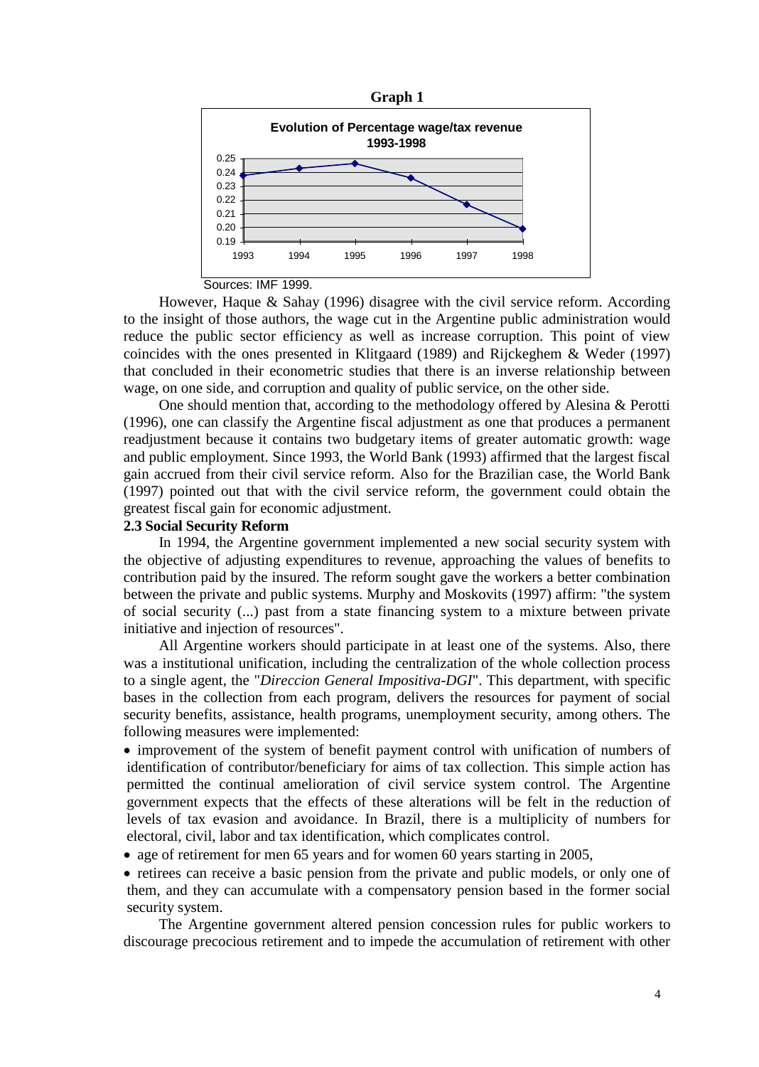**Graph 1**

**Evolution of Percentage wage/tax revenue 1993-1998**

Sources: IMF 1999.

However, Haque & Sahay (1996) disagree with the civil service reform. According to the insight of those authors, the wage cut in the Argentine public administration would reduce the public sector efficiency as well as increase corruption. This point of view coincides with the ones presented in Klitgaard (1989) and Rijckeghem & Weder (1997) that concluded in their econometric studies that there is an inverse relationship between wage, on one side, and corruption and quality of public service, on the other side.

One should mention that, according to the methodology offered by Alesina & Perotti (1996), one can classify the Argentine fiscal adjustment as one that produces a permanent readjustment because it contains two budgetary items of greater automatic growth: wage and public employment. Since 1993, the World Bank (1993) affirmed that the largest fiscal gain accrued from their civil service reform. Also for the Brazilian case, the World Bank (1997) pointed out that with the civil service reform, the government could obtain the greatest fiscal gain for economic adjustment.

**2.3 Social Security Reform**

In 1994, the Argentine government implemented a new social security system with the objective of adjusting expenditures to revenue, approaching the values of benefits to contribution paid by the insured. The reform sought gave the workers a better combination between the private and public systems. Murphy and Moskovits (1997) affirm: "the system of social security (...) past from a state financing system to a mixture between private initiative and injection of resources".

All Argentine workers should participate in at least one of the systems. Also, there was a institutional unification, including the centralization of the whole collection process to a single agent, the "*Direccion General Impositiva-DGI*". This department, with specific bases in the collection from each program, delivers the resources for payment of social security benefits, assistance, health programs, unemployment security, among others. The following measures were implemented:

- improvement of the system of benefit payment control with unification of numbers of identification of contributor/beneficiary for aims of tax collection. This simple action has permitted the continual amelioration of civil service system control. The Argentine government expects that the effects of these alterations will be felt in the reduction of levels of tax evasion and avoidance. In Brazil, there is a multiplicity of numbers for electoral, civil, labor and tax identification, which complicates control.
- age of retirement for men 65 years and for women 60 years starting in 2005,
- retirees can receive a basic pension from the private and public models, or only one of them, and they can accumulate with a compensatory pension based in the former social security system.

The Argentine government altered pension concession rules for public workers to discourage precocious retirement and to impede the accumulation of retirement with other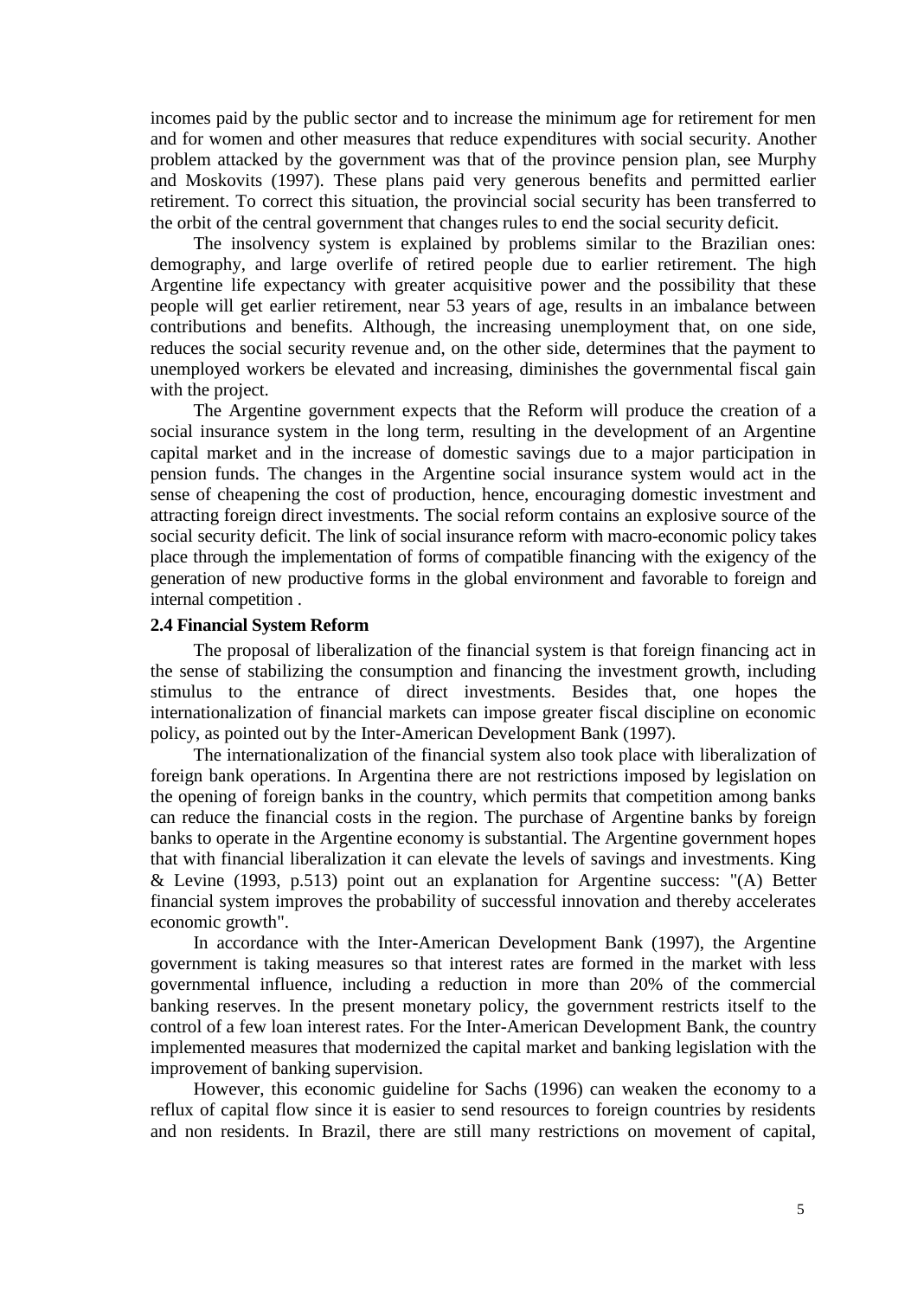incomes paid by the public sector and to increase the minimum age for retirement for men and for women and other measures that reduce expenditures with social security. Another problem attacked by the government was that of the province pension plan, see Murphy and Moskovits (1997). These plans paid very generous benefits and permitted earlier retirement. To correct this situation, the provincial social security has been transferred to the orbit of the central government that changes rules to end the social security deficit.

The insolvency system is explained by problems similar to the Brazilian ones: demography, and large overlife of retired people due to earlier retirement. The high Argentine life expectancy with greater acquisitive power and the possibility that these people will get earlier retirement, near 53 years of age, results in an imbalance between contributions and benefits. Although, the increasing unemployment that, on one side, reduces the social security revenue and, on the other side, determines that the payment to unemployed workers be elevated and increasing, diminishes the governmental fiscal gain with the project.

The Argentine government expects that the Reform will produce the creation of a social insurance system in the long term, resulting in the development of an Argentine capital market and in the increase of domestic savings due to a major participation in pension funds. The changes in the Argentine social insurance system would act in the sense of cheapening the cost of production, hence, encouraging domestic investment and attracting foreign direct investments. The social reform contains an explosive source of the social security deficit. The link of social insurance reform with macro-economic policy takes place through the implementation of forms of compatible financing with the exigency of the generation of new productive forms in the global environment and favorable to foreign and internal competition .

### 2.4 Financial System Reform

The proposal of liberalization of the financial system is that foreign financing act in the sense of stabilizing the consumption and financing the investment growth, including stimulus to the entrance of direct investments. Besides that, one hopes the internationalization of financial markets can impose greater fiscal discipline on economic policy, as pointed out by the Inter-American Development Bank (1997).

The internationalization of the financial system also took place with liberalization of foreign bank operations. In Argentina there are not restrictions imposed by legislation on the opening of foreign banks in the country, which permits that competition among banks can reduce the financial costs in the region. The purchase of Argentine banks by foreign banks to operate in the Argentine economy is substantial. The Argentine government hopes that with financial liberalization it can elevate the levels of savings and investments. King & Levine (1993, p.513) point out an explanation for Argentine success: "(A) Better financial system improves the probability of successful innovation and thereby accelerates economic growth".

In accordance with the Inter-American Development Bank (1997), the Argentine government is taking measures so that interest rates are formed in the market with less governmental influence, including a reduction in more than 20% of the commercial banking reserves. In the present monetary policy, the government restricts itself to the control of a few loan interest rates. For the Inter-American Development Bank, the country implemented measures that modernized the capital market and banking legislation with the improvement of banking supervision.

However, this economic guideline for Sachs (1996) can weaken the economy to a reflux of capital flow since it is easier to send resources to foreign countries by residents and non residents. In Brazil, there are still many restrictions on movement of capital,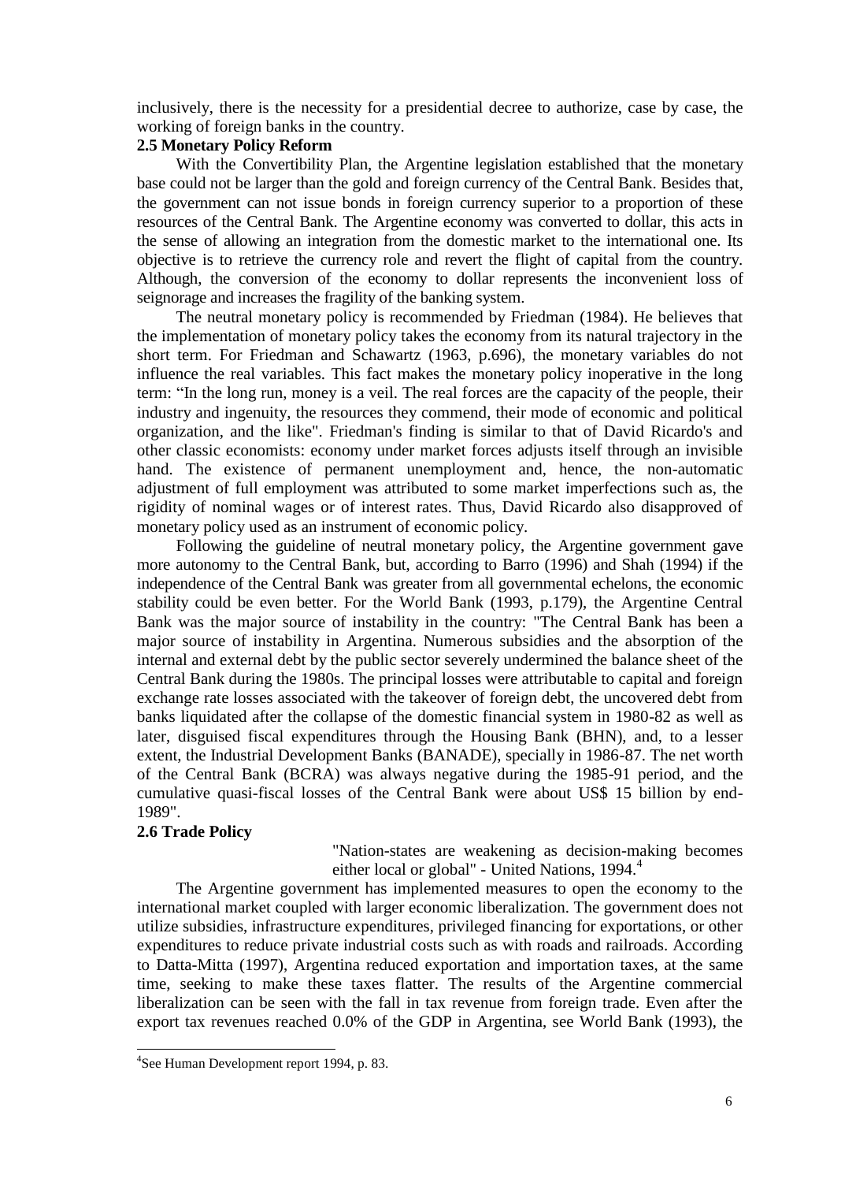inclusively, there is the necessity for a presidential decree to authorize, case by case, the working of foreign banks in the country.

## 2.5 Monetary Policy Reform

With the Convertibility Plan, the Argentine legislation established that the monetary base could not be larger than the gold and foreign currency of the Central Bank. Besides that, the government can not issue bonds in foreign currency superior to a proportion of these resources of the Central Bank. The Argentine economy was converted to dollar, this acts in the sense of allowing an integration from the domestic market to the international one. Its objective is to retrieve the currency role and revert the flight of capital from the country. Although, the conversion of the economy to dollar represents the inconvenient loss of seignorage and increases the fragility of the banking system.

The neutral monetary policy is recommended by Friedman (1984). He believes that the implementation of monetary policy takes the economy from its natural trajectory in the short term. For Friedman and Schawartz (1963, p.696), the monetary variables do not influence the real variables. This fact makes the monetary policy inoperative in the long term: "In the long run, money is a veil. The real forces are the capacity of the people, their industry and ingenuity, the resources they commend, their mode of economic and political organization, and the like". Friedman's finding is similar to that of David Ricardo's and other classic economists: economy under market forces adjusts itself through an invisible hand. The existence of permanent unemployment and, hence, the non-automatic adjustment of full employment was attributed to some market imperfections such as, the rigidity of nominal wages or of interest rates. Thus, David Ricardo also disapproved of monetary policy used as an instrument of economic policy.

Following the guideline of neutral monetary policy, the Argentine government gave more autonomy to the Central Bank, but, according to Barro (1996) and Shah (1994) if the independence of the Central Bank was greater from all governmental echelons, the economic stability could be even better. For the World Bank (1993, p.179), the Argentine Central Bank was the major source of instability in the country: "The Central Bank has been a major source of instability in Argentina. Numerous subsidies and the absorption of the internal and external debt by the public sector severely undermined the balance sheet of the Central Bank during the 1980s. The principal losses were attributable to capital and foreign exchange rate losses associated with the takeover of foreign debt, the uncovered debt from banks liquidated after the collapse of the domestic financial system in 1980-82 as well as later, disguised fiscal expenditures through the Housing Bank (BHN), and, to a lesser extent, the Industrial Development Banks (BANADE), specially in 1986-87. The net worth of the Central Bank (BCRA) was always negative during the 1985-91 period, and the cumulative quasi-fiscal losses of the Central Bank were about US$ 15 billion by end-1989".

## 2.6 Trade Policy

> "Nation-states are weakening as decision-making becomes either local or global" - United Nations, 1994.[4]

The Argentine government has implemented measures to open the economy to the international market coupled with larger economic liberalization. The government does not utilize subsidies, infrastructure expenditures, privileged financing for exportations, or other expenditures to reduce private industrial costs such as with roads and railroads. According to Datta-Mitta (1997), Argentina reduced exportation and importation taxes, at the same time, seeking to make these taxes flatter. The results of the Argentine commercial liberalization can be seen with the fall in tax revenue from foreign trade. Even after the export tax revenues reached 0.0% of the GDP in Argentina, see World Bank (1993), the

[4] See Human Development report 1994, p. 83.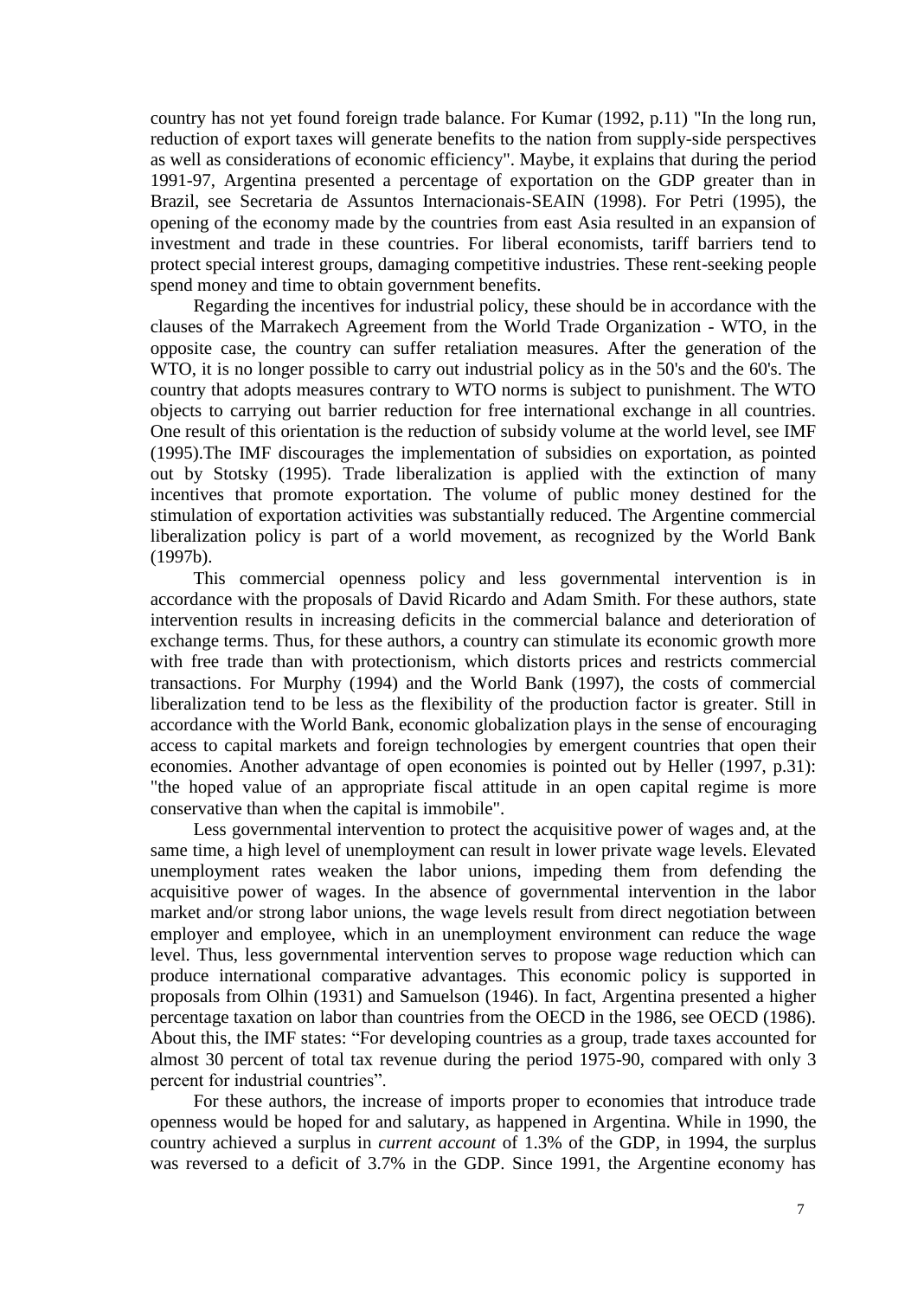country has not yet found foreign trade balance. For Kumar (1992, p.11) "In the long run, reduction of export taxes will generate benefits to the nation from supply-side perspectives as well as considerations of economic efficiency". Maybe, it explains that during the period 1991-97, Argentina presented a percentage of exportation on the GDP greater than in Brazil, see Secretaria de Assuntos Internacionais-SEAIN (1998). For Petri (1995), the opening of the economy made by the countries from east Asia resulted in an expansion of investment and trade in these countries. For liberal economists, tariff barriers tend to protect special interest groups, damaging competitive industries. These rent-seeking people spend money and time to obtain government benefits.

Regarding the incentives for industrial policy, these should be in accordance with the clauses of the Marrakech Agreement from the World Trade Organization - WTO, in the opposite case, the country can suffer retaliation measures. After the generation of the WTO, it is no longer possible to carry out industrial policy as in the 50's and the 60's. The country that adopts measures contrary to WTO norms is subject to punishment. The WTO objects to carrying out barrier reduction for free international exchange in all countries. One result of this orientation is the reduction of subsidy volume at the world level, see IMF (1995).The IMF discourages the implementation of subsidies on exportation, as pointed out by Stotsky (1995). Trade liberalization is applied with the extinction of many incentives that promote exportation. The volume of public money destined for the stimulation of exportation activities was substantially reduced. The Argentine commercial liberalization policy is part of a world movement, as recognized by the World Bank (1997b).

This commercial openness policy and less governmental intervention is in accordance with the proposals of David Ricardo and Adam Smith. For these authors, state intervention results in increasing deficits in the commercial balance and deterioration of exchange terms. Thus, for these authors, a country can stimulate its economic growth more with free trade than with protectionism, which distorts prices and restricts commercial transactions. For Murphy (1994) and the World Bank (1997), the costs of commercial liberalization tend to be less as the flexibility of the production factor is greater. Still in accordance with the World Bank, economic globalization plays in the sense of encouraging access to capital markets and foreign technologies by emergent countries that open their economies. Another advantage of open economies is pointed out by Heller (1997, p.31): "the hoped value of an appropriate fiscal attitude in an open capital regime is more conservative than when the capital is immobile".

Less governmental intervention to protect the acquisitive power of wages and, at the same time, a high level of unemployment can result in lower private wage levels. Elevated unemployment rates weaken the labor unions, impeding them from defending the acquisitive power of wages. In the absence of governmental intervention in the labor market and/or strong labor unions, the wage levels result from direct negotiation between employer and employee, which in an unemployment environment can reduce the wage level. Thus, less governmental intervention serves to propose wage reduction which can produce international comparative advantages. This economic policy is supported in proposals from Olhin (1931) and Samuelson (1946). In fact, Argentina presented a higher percentage taxation on labor than countries from the OECD in the 1986, see OECD (1986). About this, the IMF states: "For developing countries as a group, trade taxes accounted for almost 30 percent of total tax revenue during the period 1975-90, compared with only 3 percent for industrial countries".

For these authors, the increase of imports proper to economies that introduce trade openness would be hoped for and salutary, as happened in Argentina. While in 1990, the country achieved a surplus in *current account* of 1.3% of the GDP, in 1994, the surplus was reversed to a deficit of 3.7% in the GDP. Since 1991, the Argentine economy has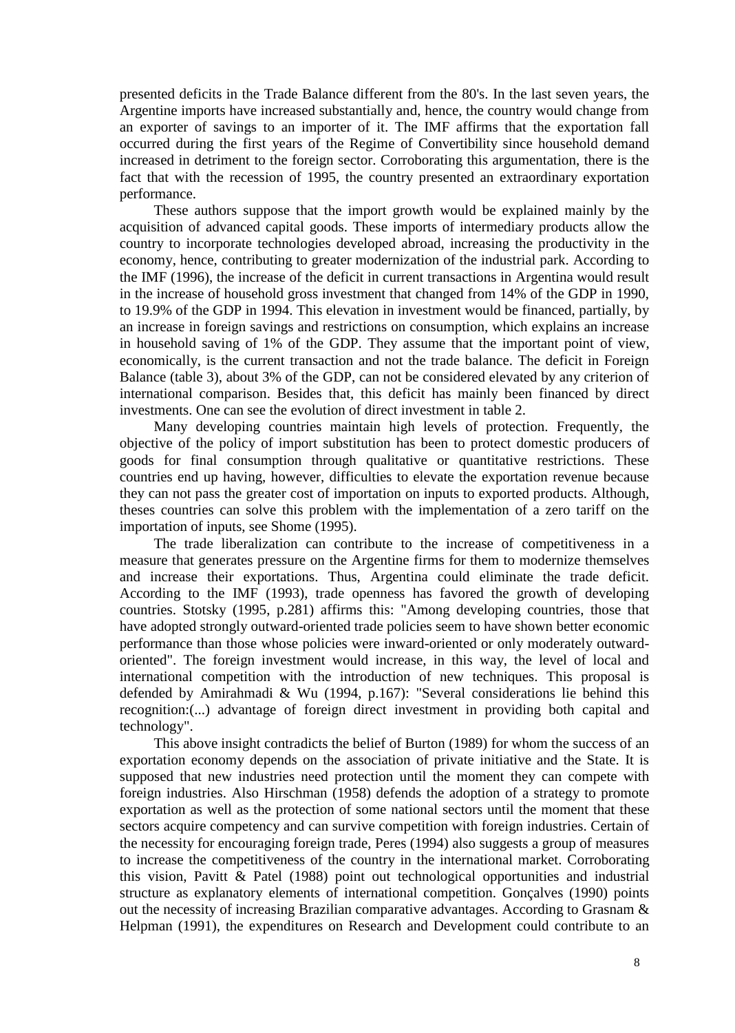presented deficits in the Trade Balance different from the 80's. In the last seven years, the Argentine imports have increased substantially and, hence, the country would change from an exporter of savings to an importer of it. The IMF affirms that the exportation fall occurred during the first years of the Regime of Convertibility since household demand increased in detriment to the foreign sector. Corroborating this argumentation, there is the fact that with the recession of 1995, the country presented an extraordinary exportation performance.

These authors suppose that the import growth would be explained mainly by the acquisition of advanced capital goods. These imports of intermediary products allow the country to incorporate technologies developed abroad, increasing the productivity in the economy, hence, contributing to greater modernization of the industrial park. According to the IMF (1996), the increase of the deficit in current transactions in Argentina would result in the increase of household gross investment that changed from 14% of the GDP in 1990, to 19.9% of the GDP in 1994. This elevation in investment would be financed, partially, by an increase in foreign savings and restrictions on consumption, which explains an increase in household saving of 1% of the GDP. They assume that the important point of view, economically, is the current transaction and not the trade balance. The deficit in Foreign Balance (table 3), about 3% of the GDP, can not be considered elevated by any criterion of international comparison. Besides that, this deficit has mainly been financed by direct investments. One can see the evolution of direct investment in table 2.

Many developing countries maintain high levels of protection. Frequently, the objective of the policy of import substitution has been to protect domestic producers of goods for final consumption through qualitative or quantitative restrictions. These countries end up having, however, difficulties to elevate the exportation revenue because they can not pass the greater cost of importation on inputs to exported products. Although, theses countries can solve this problem with the implementation of a zero tariff on the importation of inputs, see Shome (1995).

The trade liberalization can contribute to the increase of competitiveness in a measure that generates pressure on the Argentine firms for them to modernize themselves and increase their exportations. Thus, Argentina could eliminate the trade deficit. According to the IMF (1993), trade openness has favored the growth of developing countries. Stotsky (1995, p.281) affirms this: "Among developing countries, those that have adopted strongly outward-oriented trade policies seem to have shown better economic performance than those whose policies were inward-oriented or only moderately outward-oriented". The foreign investment would increase, in this way, the level of local and international competition with the introduction of new techniques. This proposal is defended by Amirahmadi & Wu (1994, p.167): "Several considerations lie behind this recognition:(...) advantage of foreign direct investment in providing both capital and technology".

This above insight contradicts the belief of Burton (1989) for whom the success of an exportation economy depends on the association of private initiative and the State. It is supposed that new industries need protection until the moment they can compete with foreign industries. Also Hirschman (1958) defends the adoption of a strategy to promote exportation as well as the protection of some national sectors until the moment that these sectors acquire competency and can survive competition with foreign industries. Certain of the necessity for encouraging foreign trade, Peres (1994) also suggests a group of measures to increase the competitiveness of the country in the international market. Corroborating this vision, Pavitt & Patel (1988) point out technological opportunities and industrial structure as explanatory elements of international competition. Gonçalves (1990) points out the necessity of increasing Brazilian comparative advantages. According to Grasnam & Helpman (1991), the expenditures on Research and Development could contribute to an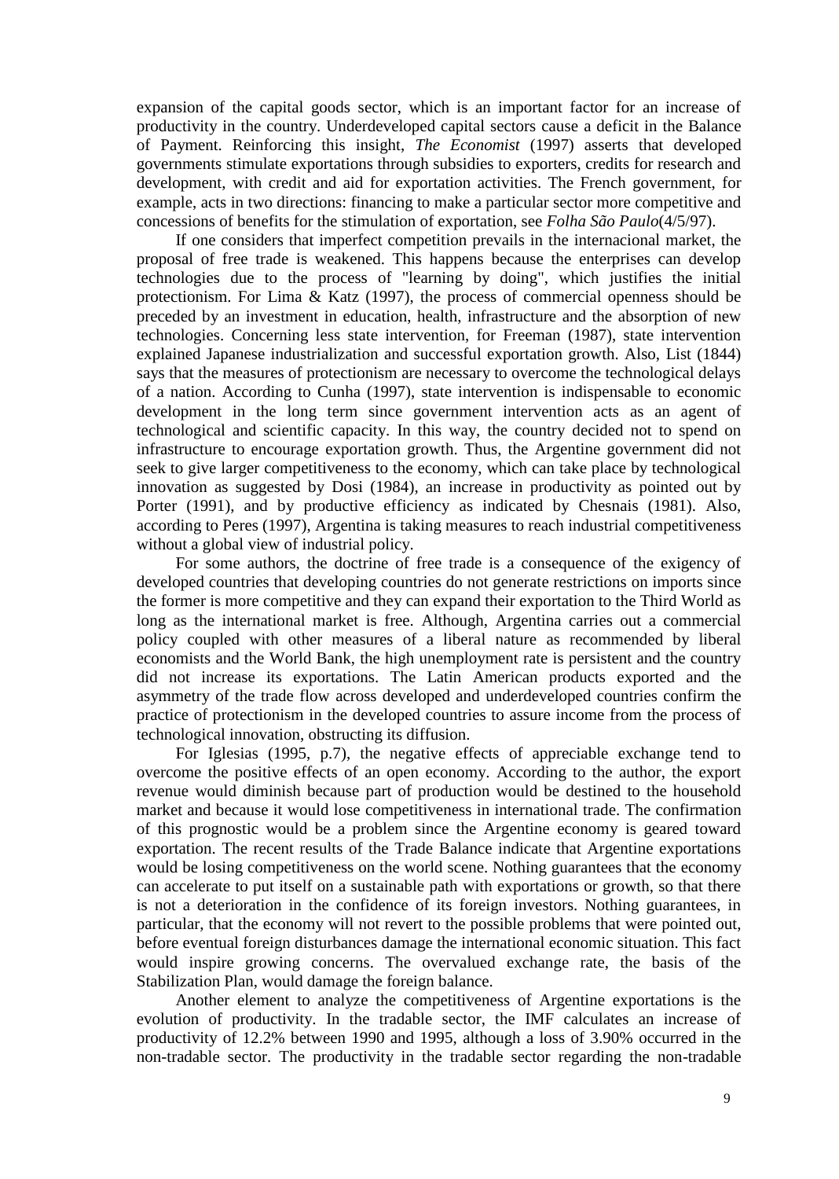expansion of the capital goods sector, which is an important factor for an increase of productivity in the country. Underdeveloped capital sectors cause a deficit in the Balance of Payment. Reinforcing this insight, *The Economist* (1997) asserts that developed governments stimulate exportations through subsidies to exporters, credits for research and development, with credit and aid for exportation activities. The French government, for example, acts in two directions: financing to make a particular sector more competitive and concessions of benefits for the stimulation of exportation, see *Folha São Paulo*(4/5/97).

If one considers that imperfect competition prevails in the internacional market, the proposal of free trade is weakened. This happens because the enterprises can develop technologies due to the process of "learning by doing", which justifies the initial protectionism. For Lima & Katz (1997), the process of commercial openness should be preceded by an investment in education, health, infrastructure and the absorption of new technologies. Concerning less state intervention, for Freeman (1987), state intervention explained Japanese industrialization and successful exportation growth. Also, List (1844) says that the measures of protectionism are necessary to overcome the technological delays of a nation. According to Cunha (1997), state intervention is indispensable to economic development in the long term since government intervention acts as an agent of technological and scientific capacity. In this way, the country decided not to spend on infrastructure to encourage exportation growth. Thus, the Argentine government did not seek to give larger competitiveness to the economy, which can take place by technological innovation as suggested by Dosi (1984), an increase in productivity as pointed out by Porter (1991), and by productive efficiency as indicated by Chesnais (1981). Also, according to Peres (1997), Argentina is taking measures to reach industrial competitiveness without a global view of industrial policy.

For some authors, the doctrine of free trade is a consequence of the exigency of developed countries that developing countries do not generate restrictions on imports since the former is more competitive and they can expand their exportation to the Third World as long as the international market is free. Although, Argentina carries out a commercial policy coupled with other measures of a liberal nature as recommended by liberal economists and the World Bank, the high unemployment rate is persistent and the country did not increase its exportations. The Latin American products exported and the asymmetry of the trade flow across developed and underdeveloped countries confirm the practice of protectionism in the developed countries to assure income from the process of technological innovation, obstructing its diffusion.

For Iglesias (1995, p.7), the negative effects of appreciable exchange tend to overcome the positive effects of an open economy. According to the author, the export revenue would diminish because part of production would be destined to the household market and because it would lose competitiveness in international trade. The confirmation of this prognostic would be a problem since the Argentine economy is geared toward exportation. The recent results of the Trade Balance indicate that Argentine exportations would be losing competitiveness on the world scene. Nothing guarantees that the economy can accelerate to put itself on a sustainable path with exportations or growth, so that there is not a deterioration in the confidence of its foreign investors. Nothing guarantees, in particular, that the economy will not revert to the possible problems that were pointed out, before eventual foreign disturbances damage the international economic situation. This fact would inspire growing concerns. The overvalued exchange rate, the basis of the Stabilization Plan, would damage the foreign balance.

Another element to analyze the competitiveness of Argentine exportations is the evolution of productivity. In the tradable sector, the IMF calculates an increase of productivity of 12.2% between 1990 and 1995, although a loss of 3.90% occurred in the non-tradable sector. The productivity in the tradable sector regarding the non-tradable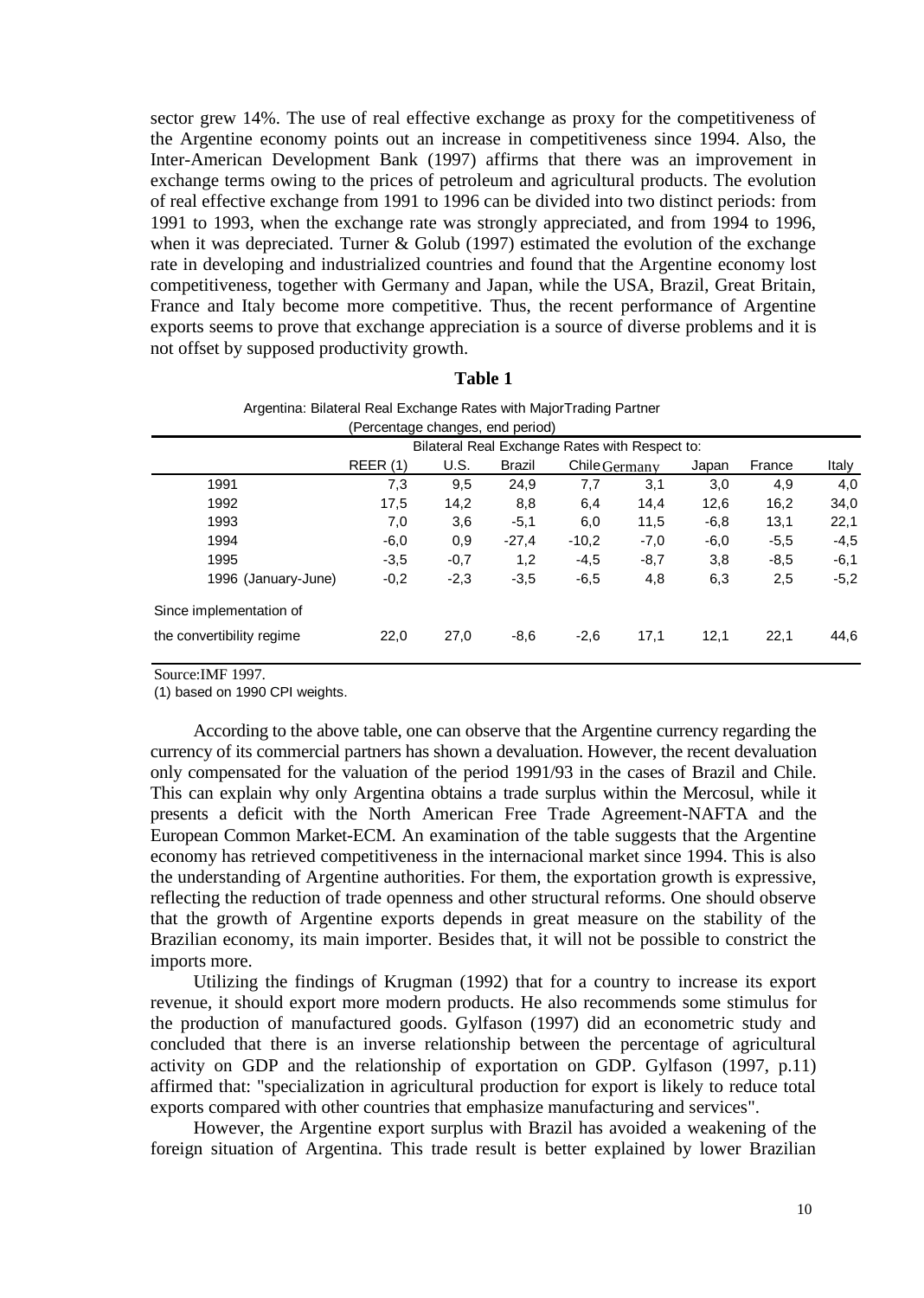sector grew 14%. The use of real effective exchange as proxy for the competitiveness of the Argentine economy points out an increase in competitiveness since 1994. Also, the Inter-American Development Bank (1997) affirms that there was an improvement in exchange terms owing to the prices of petroleum and agricultural products. The evolution of real effective exchange from 1991 to 1996 can be divided into two distinct periods: from 1991 to 1993, when the exchange rate was strongly appreciated, and from 1994 to 1996, when it was depreciated. Turner & Golub (1997) estimated the evolution of the exchange rate in developing and industrialized countries and found that the Argentine economy lost competitiveness, together with Germany and Japan, while the USA, Brazil, Great Britain, France and Italy become more competitive. Thus, the recent performance of Argentine exports seems to prove that exchange appreciation is a source of diverse problems and it is not offset by supposed productivity growth.

**Table 1**

Argentina: Bilateral Real Exchange Rates with MajorTrading Partner
(Percentage changes, end period)

| | | Bilateral Real Exchange Rates with Respect to: | | | | | | |
|---|---|---|---|---|---|---|---|---|
| | REER (1) | U.S. | Brazil | Chile | Germany | Japan | France | Italy |
| 1991 | 7,3 | 9,5 | 24,9 | 7,7 | 3,1 | 3,0 | 4,9 | 4,0 |
| 1992 | 17,5 | 14,2 | 8,8 | 6,4 | 14,4 | 12,6 | 16,2 | 34,0 |
| 1993 | 7,0 | 3,6 | -5,1 | 6,0 | 11,5 | -6,8 | 13,1 | 22,1 |
| 1994 | -6,0 | 0,9 | -27,4 | -10,2 | -7,0 | -6,0 | -5,5 | -4,5 |
| 1995 | -3,5 | -0,7 | 1,2 | -4,5 | -8,7 | 3,8 | -8,5 | -6,1 |
| 1996 (January-June) | -0,2 | -2,3 | -3,5 | -6,5 | 4,8 | 6,3 | 2,5 | -5,2 |
| Since implementation of the convertibility regime | 22,0 | 27,0 | -8,6 | -2,6 | 17,1 | 12,1 | 22,1 | 44,6 |

Source:IMF 1997.
(1) based on 1990 CPI weights.

According to the above table, one can observe that the Argentine currency regarding the currency of its commercial partners has shown a devaluation. However, the recent devaluation only compensated for the valuation of the period 1991/93 in the cases of Brazil and Chile. This can explain why only Argentina obtains a trade surplus within the Mercosul, while it presents a deficit with the North American Free Trade Agreement-NAFTA and the European Common Market-ECM. An examination of the table suggests that the Argentine economy has retrieved competitiveness in the internacional market since 1994. This is also the understanding of Argentine authorities. For them, the exportation growth is expressive, reflecting the reduction of trade openness and other structural reforms. One should observe that the growth of Argentine exports depends in great measure on the stability of the Brazilian economy, its main importer. Besides that, it will not be possible to constrict the imports more.

Utilizing the findings of Krugman (1992) that for a country to increase its export revenue, it should export more modern products. He also recommends some stimulus for the production of manufactured goods. Gylfason (1997) did an econometric study and concluded that there is an inverse relationship between the percentage of agricultural activity on GDP and the relationship of exportation on GDP. Gylfason (1997, p.11) affirmed that: "specialization in agricultural production for export is likely to reduce total exports compared with other countries that emphasize manufacturing and services".

However, the Argentine export surplus with Brazil has avoided a weakening of the foreign situation of Argentina. This trade result is better explained by lower Brazilian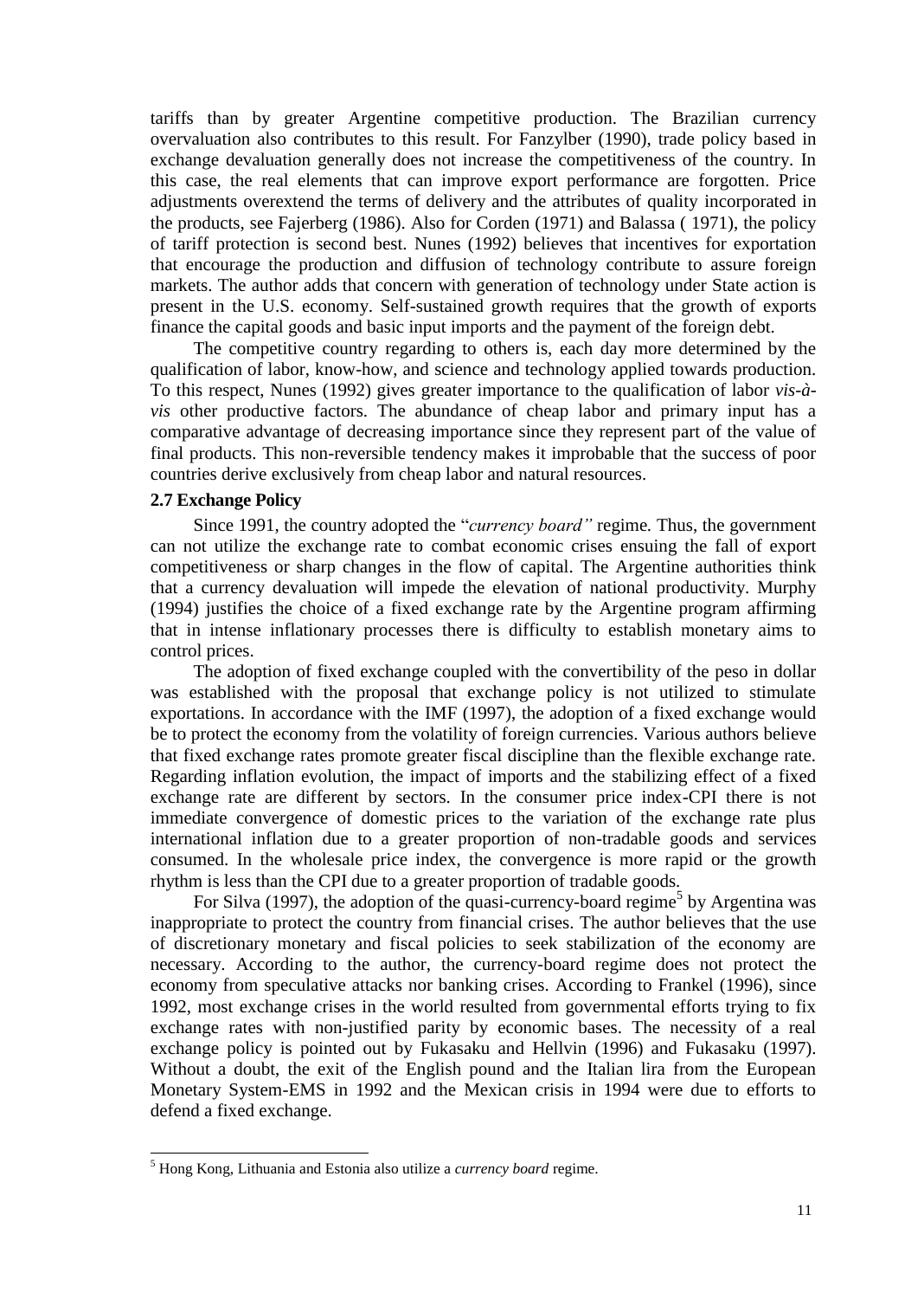tariffs than by greater Argentine competitive production. The Brazilian currency overvaluation also contributes to this result. For Fanzylber (1990), trade policy based in exchange devaluation generally does not increase the competitiveness of the country. In this case, the real elements that can improve export performance are forgotten. Price adjustments overextend the terms of delivery and the attributes of quality incorporated in the products, see Fajerberg (1986). Also for Corden (1971) and Balassa ( 1971), the policy of tariff protection is second best. Nunes (1992) believes that incentives for exportation that encourage the production and diffusion of technology contribute to assure foreign markets. The author adds that concern with generation of technology under State action is present in the U.S. economy. Self-sustained growth requires that the growth of exports finance the capital goods and basic input imports and the payment of the foreign debt.

The competitive country regarding to others is, each day more determined by the qualification of labor, know-how, and science and technology applied towards production. To this respect, Nunes (1992) gives greater importance to the qualification of labor *vis-à-vis* other productive factors. The abundance of cheap labor and primary input has a comparative advantage of decreasing importance since they represent part of the value of final products. This non-reversible tendency makes it improbable that the success of poor countries derive exclusively from cheap labor and natural resources.

### 2.7 Exchange Policy

Since 1991, the country adopted the "*currency board"* regime. Thus, the government can not utilize the exchange rate to combat economic crises ensuing the fall of export competitiveness or sharp changes in the flow of capital. The Argentine authorities think that a currency devaluation will impede the elevation of national productivity. Murphy (1994) justifies the choice of a fixed exchange rate by the Argentine program affirming that in intense inflationary processes there is difficulty to establish monetary aims to control prices.

The adoption of fixed exchange coupled with the convertibility of the peso in dollar was established with the proposal that exchange policy is not utilized to stimulate exportations. In accordance with the IMF (1997), the adoption of a fixed exchange would be to protect the economy from the volatility of foreign currencies. Various authors believe that fixed exchange rates promote greater fiscal discipline than the flexible exchange rate. Regarding inflation evolution, the impact of imports and the stabilizing effect of a fixed exchange rate are different by sectors. In the consumer price index-CPI there is not immediate convergence of domestic prices to the variation of the exchange rate plus international inflation due to a greater proportion of non-tradable goods and services consumed. In the wholesale price index, the convergence is more rapid or the growth rhythm is less than the CPI due to a greater proportion of tradable goods.

For Silva (1997), the adoption of the quasi-currency-board regime[5] by Argentina was inappropriate to protect the country from financial crises. The author believes that the use of discretionary monetary and fiscal policies to seek stabilization of the economy are necessary. According to the author, the currency-board regime does not protect the economy from speculative attacks nor banking crises. According to Frankel (1996), since 1992, most exchange crises in the world resulted from governmental efforts trying to fix exchange rates with non-justified parity by economic bases. The necessity of a real exchange policy is pointed out by Fukasaku and Hellvin (1996) and Fukasaku (1997). Without a doubt, the exit of the English pound and the Italian lira from the European Monetary System-EMS in 1992 and the Mexican crisis in 1994 were due to efforts to defend a fixed exchange.

[5] Hong Kong, Lithuania and Estonia also utilize a *currency board* regime.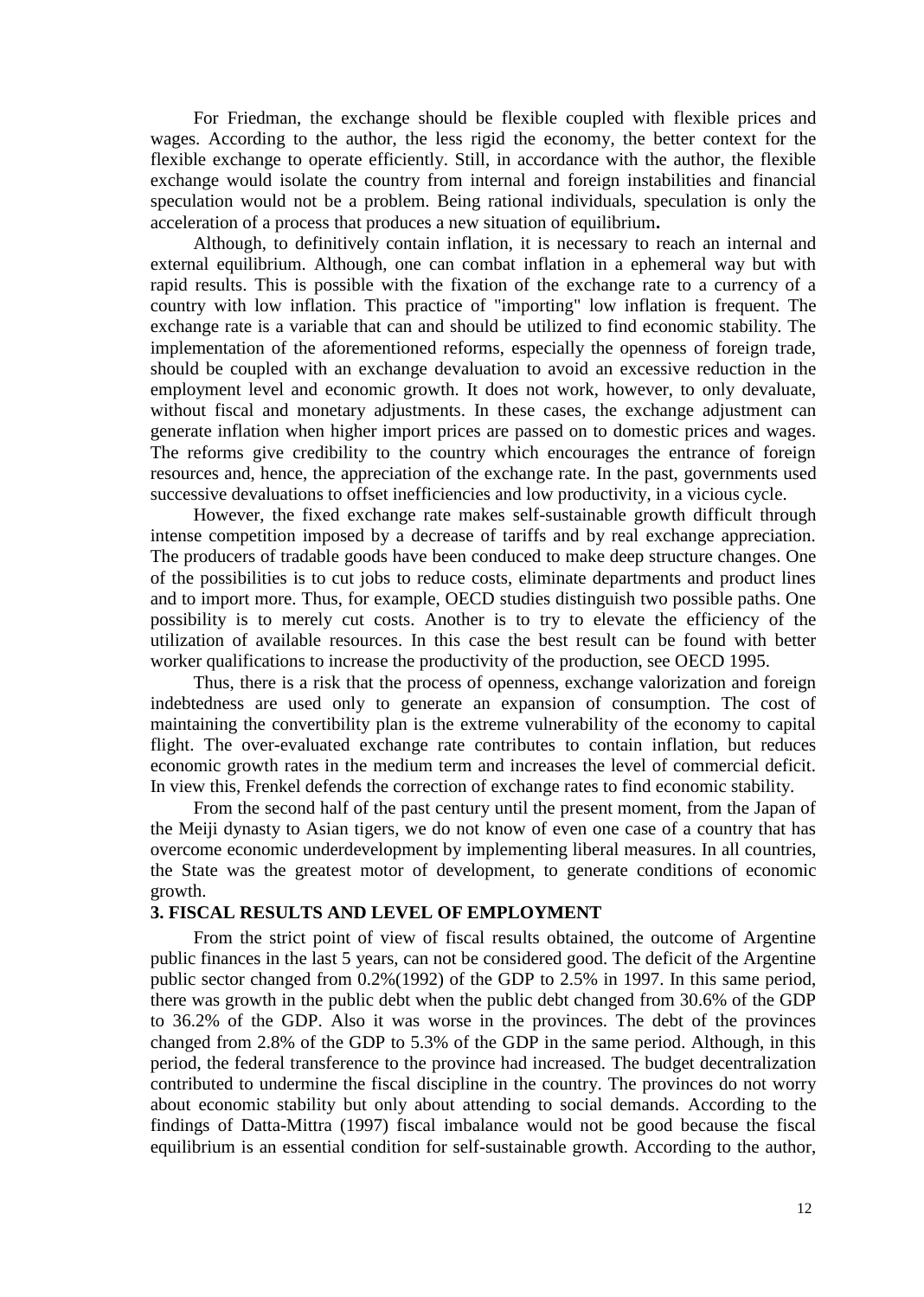For Friedman, the exchange should be flexible coupled with flexible prices and wages. According to the author, the less rigid the economy, the better context for the flexible exchange to operate efficiently. Still, in accordance with the author, the flexible exchange would isolate the country from internal and foreign instabilities and financial speculation would not be a problem. Being rational individuals, speculation is only the acceleration of a process that produces a new situation of equilibrium**.**

Although, to definitively contain inflation, it is necessary to reach an internal and external equilibrium. Although, one can combat inflation in a ephemeral way but with rapid results. This is possible with the fixation of the exchange rate to a currency of a country with low inflation. This practice of "importing" low inflation is frequent. The exchange rate is a variable that can and should be utilized to find economic stability. The implementation of the aforementioned reforms, especially the openness of foreign trade, should be coupled with an exchange devaluation to avoid an excessive reduction in the employment level and economic growth. It does not work, however, to only devaluate, without fiscal and monetary adjustments. In these cases, the exchange adjustment can generate inflation when higher import prices are passed on to domestic prices and wages. The reforms give credibility to the country which encourages the entrance of foreign resources and, hence, the appreciation of the exchange rate. In the past, governments used successive devaluations to offset inefficiencies and low productivity, in a vicious cycle.

However, the fixed exchange rate makes self-sustainable growth difficult through intense competition imposed by a decrease of tariffs and by real exchange appreciation. The producers of tradable goods have been conduced to make deep structure changes. One of the possibilities is to cut jobs to reduce costs, eliminate departments and product lines and to import more. Thus, for example, OECD studies distinguish two possible paths. One possibility is to merely cut costs. Another is to try to elevate the efficiency of the utilization of available resources. In this case the best result can be found with better worker qualifications to increase the productivity of the production, see OECD 1995.

Thus, there is a risk that the process of openness, exchange valorization and foreign indebtedness are used only to generate an expansion of consumption. The cost of maintaining the convertibility plan is the extreme vulnerability of the economy to capital flight. The over-evaluated exchange rate contributes to contain inflation, but reduces economic growth rates in the medium term and increases the level of commercial deficit. In view this, Frenkel defends the correction of exchange rates to find economic stability.

From the second half of the past century until the present moment, from the Japan of the Meiji dynasty to Asian tigers, we do not know of even one case of a country that has overcome economic underdevelopment by implementing liberal measures. In all countries, the State was the greatest motor of development, to generate conditions of economic growth.

## 3. FISCAL RESULTS AND LEVEL OF EMPLOYMENT

From the strict point of view of fiscal results obtained, the outcome of Argentine public finances in the last 5 years, can not be considered good. The deficit of the Argentine public sector changed from 0.2%(1992) of the GDP to 2.5% in 1997. In this same period, there was growth in the public debt when the public debt changed from 30.6% of the GDP to 36.2% of the GDP. Also it was worse in the provinces. The debt of the provinces changed from 2.8% of the GDP to 5.3% of the GDP in the same period. Although, in this period, the federal transference to the province had increased. The budget decentralization contributed to undermine the fiscal discipline in the country. The provinces do not worry about economic stability but only about attending to social demands. According to the findings of Datta-Mittra (1997) fiscal imbalance would not be good because the fiscal equilibrium is an essential condition for self-sustainable growth. According to the author,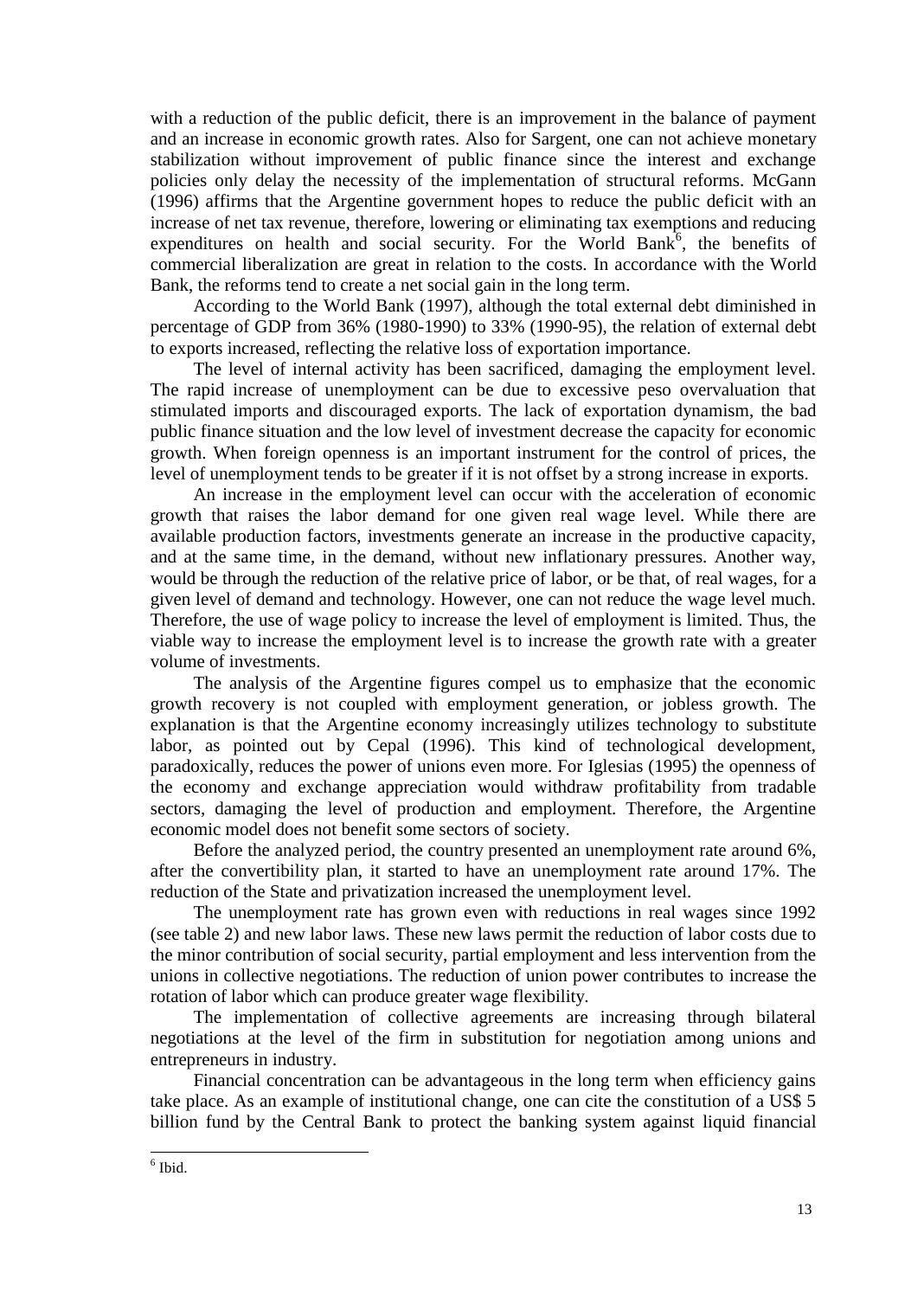with a reduction of the public deficit, there is an improvement in the balance of payment and an increase in economic growth rates. Also for Sargent, one can not achieve monetary stabilization without improvement of public finance since the interest and exchange policies only delay the necessity of the implementation of structural reforms. McGann (1996) affirms that the Argentine government hopes to reduce the public deficit with an increase of net tax revenue, therefore, lowering or eliminating tax exemptions and reducing expenditures on health and social security. For the World Bank[6], the benefits of commercial liberalization are great in relation to the costs. In accordance with the World Bank, the reforms tend to create a net social gain in the long term.

According to the World Bank (1997), although the total external debt diminished in percentage of GDP from 36% (1980-1990) to 33% (1990-95), the relation of external debt to exports increased, reflecting the relative loss of exportation importance.

The level of internal activity has been sacrificed, damaging the employment level. The rapid increase of unemployment can be due to excessive peso overvaluation that stimulated imports and discouraged exports. The lack of exportation dynamism, the bad public finance situation and the low level of investment decrease the capacity for economic growth. When foreign openness is an important instrument for the control of prices, the level of unemployment tends to be greater if it is not offset by a strong increase in exports.

An increase in the employment level can occur with the acceleration of economic growth that raises the labor demand for one given real wage level. While there are available production factors, investments generate an increase in the productive capacity, and at the same time, in the demand, without new inflationary pressures. Another way, would be through the reduction of the relative price of labor, or be that, of real wages, for a given level of demand and technology. However, one can not reduce the wage level much. Therefore, the use of wage policy to increase the level of employment is limited. Thus, the viable way to increase the employment level is to increase the growth rate with a greater volume of investments.

The analysis of the Argentine figures compel us to emphasize that the economic growth recovery is not coupled with employment generation, or jobless growth. The explanation is that the Argentine economy increasingly utilizes technology to substitute labor, as pointed out by Cepal (1996). This kind of technological development, paradoxically, reduces the power of unions even more. For Iglesias (1995) the openness of the economy and exchange appreciation would withdraw profitability from tradable sectors, damaging the level of production and employment. Therefore, the Argentine economic model does not benefit some sectors of society.

Before the analyzed period, the country presented an unemployment rate around 6%, after the convertibility plan, it started to have an unemployment rate around 17%. The reduction of the State and privatization increased the unemployment level.

The unemployment rate has grown even with reductions in real wages since 1992 (see table 2) and new labor laws. These new laws permit the reduction of labor costs due to the minor contribution of social security, partial employment and less intervention from the unions in collective negotiations. The reduction of union power contributes to increase the rotation of labor which can produce greater wage flexibility.

The implementation of collective agreements are increasing through bilateral negotiations at the level of the firm in substitution for negotiation among unions and entrepreneurs in industry.

Financial concentration can be advantageous in the long term when efficiency gains take place. As an example of institutional change, one can cite the constitution of a US$ 5 billion fund by the Central Bank to protect the banking system against liquid financial

[6] Ibid.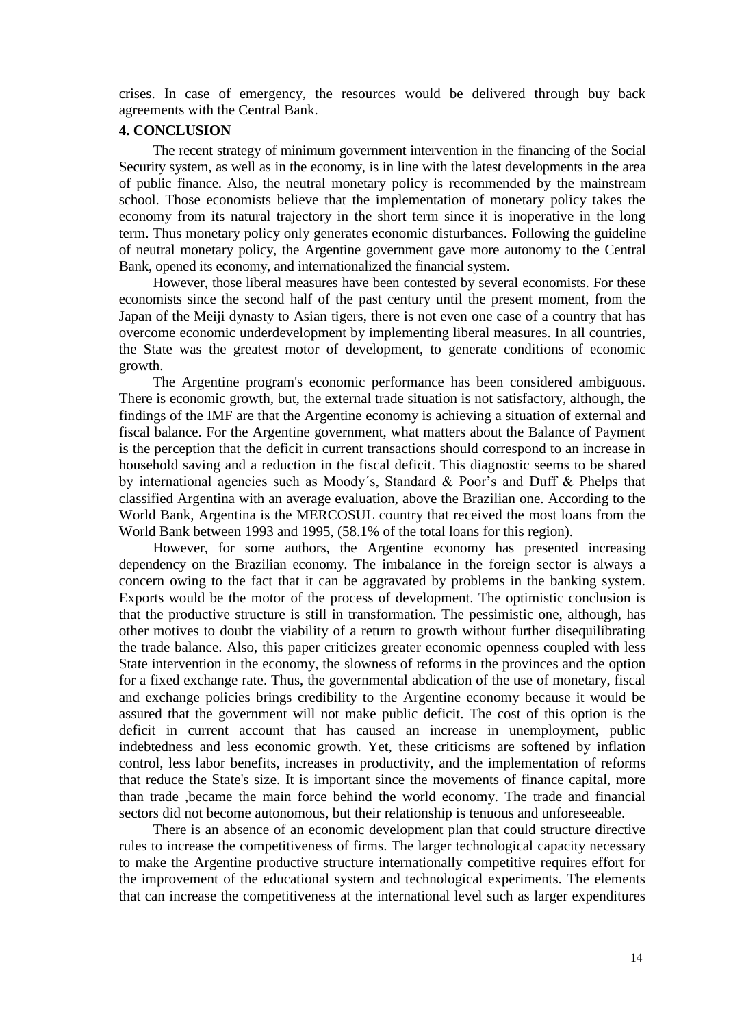crises. In case of emergency, the resources would be delivered through buy back agreements with the Central Bank.

## 4. CONCLUSION

The recent strategy of minimum government intervention in the financing of the Social Security system, as well as in the economy, is in line with the latest developments in the area of public finance. Also, the neutral monetary policy is recommended by the mainstream school. Those economists believe that the implementation of monetary policy takes the economy from its natural trajectory in the short term since it is inoperative in the long term. Thus monetary policy only generates economic disturbances. Following the guideline of neutral monetary policy, the Argentine government gave more autonomy to the Central Bank, opened its economy, and internationalized the financial system.

However, those liberal measures have been contested by several economists. For these economists since the second half of the past century until the present moment, from the Japan of the Meiji dynasty to Asian tigers, there is not even one case of a country that has overcome economic underdevelopment by implementing liberal measures. In all countries, the State was the greatest motor of development, to generate conditions of economic growth.

The Argentine program's economic performance has been considered ambiguous. There is economic growth, but, the external trade situation is not satisfactory, although, the findings of the IMF are that the Argentine economy is achieving a situation of external and fiscal balance. For the Argentine government, what matters about the Balance of Payment is the perception that the deficit in current transactions should correspond to an increase in household saving and a reduction in the fiscal deficit. This diagnostic seems to be shared by international agencies such as Moody´s, Standard & Poor's and Duff & Phelps that classified Argentina with an average evaluation, above the Brazilian one. According to the World Bank, Argentina is the MERCOSUL country that received the most loans from the World Bank between 1993 and 1995, (58.1% of the total loans for this region).

However, for some authors, the Argentine economy has presented increasing dependency on the Brazilian economy. The imbalance in the foreign sector is always a concern owing to the fact that it can be aggravated by problems in the banking system. Exports would be the motor of the process of development. The optimistic conclusion is that the productive structure is still in transformation. The pessimistic one, although, has other motives to doubt the viability of a return to growth without further disequilibrating the trade balance. Also, this paper criticizes greater economic openness coupled with less State intervention in the economy, the slowness of reforms in the provinces and the option for a fixed exchange rate. Thus, the governmental abdication of the use of monetary, fiscal and exchange policies brings credibility to the Argentine economy because it would be assured that the government will not make public deficit. The cost of this option is the deficit in current account that has caused an increase in unemployment, public indebtedness and less economic growth. Yet, these criticisms are softened by inflation control, less labor benefits, increases in productivity, and the implementation of reforms that reduce the State's size. It is important since the movements of finance capital, more than trade ,became the main force behind the world economy. The trade and financial sectors did not become autonomous, but their relationship is tenuous and unforeseeable.

There is an absence of an economic development plan that could structure directive rules to increase the competitiveness of firms. The larger technological capacity necessary to make the Argentine productive structure internationally competitive requires effort for the improvement of the educational system and technological experiments. The elements that can increase the competitiveness at the international level such as larger expenditures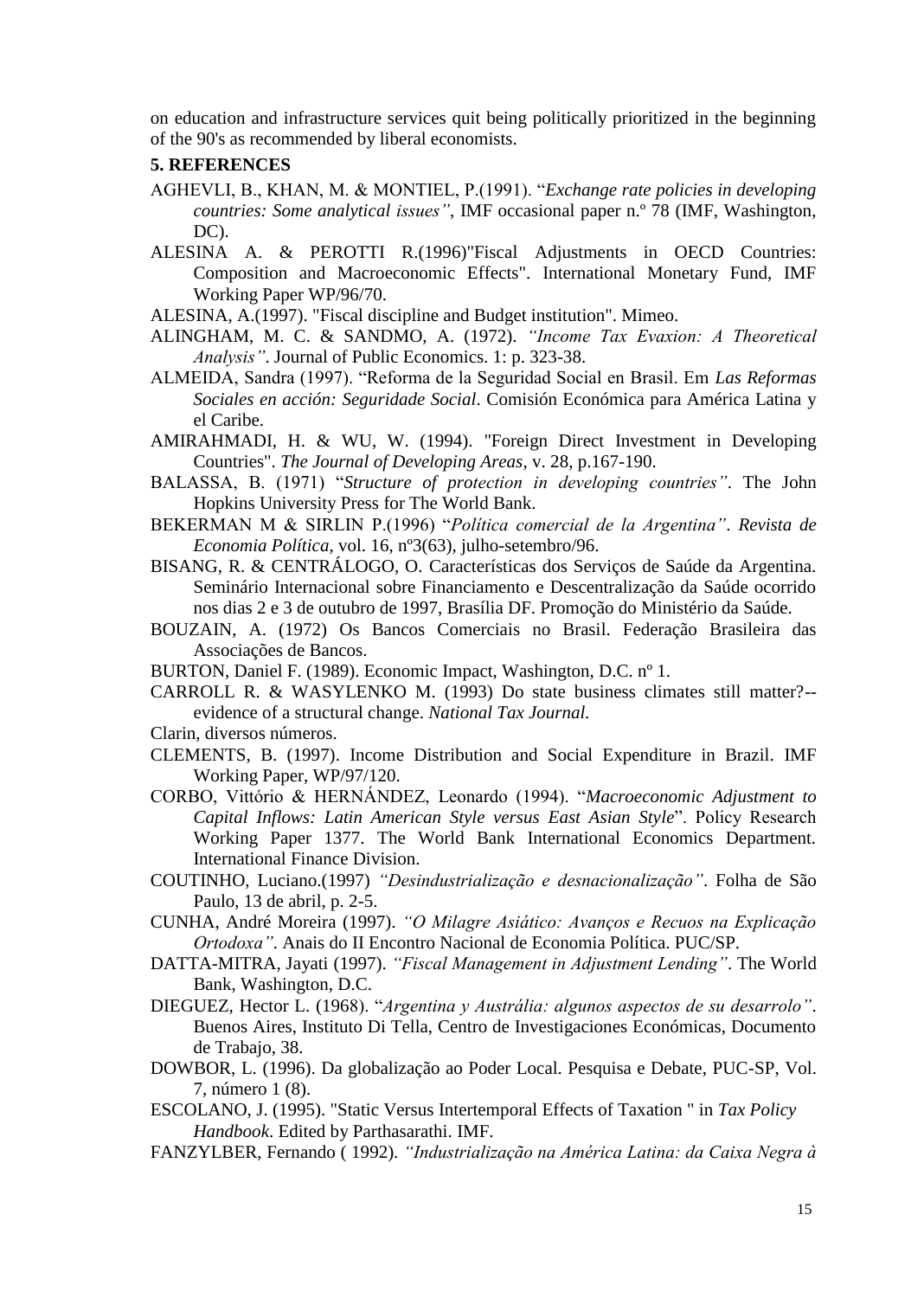on education and infrastructure services quit being politically prioritized in the beginning of the 90's as recommended by liberal economists.

## 5. REFERENCES

AGHEVLI, B., KHAN, M. & MONTIEL, P.(1991). "*Exchange rate policies in developing countries: Some analytical issues"*, IMF occasional paper n.º 78 (IMF, Washington, DC).

ALESINA A. & PEROTTI R.(1996)"Fiscal Adjustments in OECD Countries: Composition and Macroeconomic Effects". International Monetary Fund, IMF Working Paper WP/96/70.

ALESINA, A.(1997). "Fiscal discipline and Budget institution". Mimeo.

ALINGHAM, M. C. & SANDMO, A. (1972). *"Income Tax Evaxion: A Theoretical Analysis"*. Journal of Public Economics. 1: p. 323-38.

ALMEIDA, Sandra (1997). "Reforma de la Seguridad Social en Brasil. Em *Las Reformas Sociales en acción: Seguridade Social*. Comisión Económica para América Latina y el Caribe.

AMIRAHMADI, H. & WU, W. (1994). "Foreign Direct Investment in Developing Countries". *The Journal of Developing Areas*, v. 28, p.167-190.

BALASSA, B. (1971) "*Structure of protection in developing countries"*. The John Hopkins University Press for The World Bank.

BEKERMAN M & SIRLIN P.(1996) "*Política comercial de la Argentina"*. *Revista de Economia Política*, vol. 16, nº3(63), julho-setembro/96.

BISANG, R. & CENTRÁLOGO, O. Características dos Serviços de Saúde da Argentina. Seminário Internacional sobre Financiamento e Descentralização da Saúde ocorrido nos dias 2 e 3 de outubro de 1997, Brasília DF. Promoção do Ministério da Saúde.

BOUZAIN, A. (1972) Os Bancos Comerciais no Brasil. Federação Brasileira das Associações de Bancos.

BURTON, Daniel F. (1989). Economic Impact, Washington, D.C. nº 1.

CARROLL R. & WASYLENKO M. (1993) Do state business climates still matter?--evidence of a structural change. *National Tax Journal.*

Clarin, diversos números.

CLEMENTS, B. (1997). Income Distribution and Social Expenditure in Brazil. IMF Working Paper, WP/97/120.

CORBO, Vittório & HERNÁNDEZ, Leonardo (1994). "*Macroeconomic Adjustment to Capital Inflows: Latin American Style versus East Asian Style*". Policy Research Working Paper 1377. The World Bank International Economics Department. International Finance Division.

COUTINHO, Luciano.(1997) *"Desindustrialização e desnacionalização"*. Folha de São Paulo, 13 de abril, p. 2-5.

CUNHA, André Moreira (1997). *"O Milagre Asiático: Avanços e Recuos na Explicação Ortodoxa"*. Anais do II Encontro Nacional de Economia Política. PUC/SP.

DATTA-MITRA, Jayati (1997). *"Fiscal Management in Adjustment Lending"*. The World Bank, Washington, D.C.

DIEGUEZ, Hector L. (1968). "*Argentina y Austrália: algunos aspectos de su desarrolo"*. Buenos Aires, Instituto Di Tella, Centro de Investigaciones Económicas, Documento de Trabajo, 38.

DOWBOR, L. (1996). Da globalização ao Poder Local. Pesquisa e Debate, PUC-SP, Vol. 7, número 1 (8).

ESCOLANO, J. (1995). "Static Versus Intertemporal Effects of Taxation " in *Tax Policy Handbook*. Edited by Parthasarathi. IMF.

FANZYLBER, Fernando ( 1992). *"Industrialização na América Latina: da Caixa Negra à*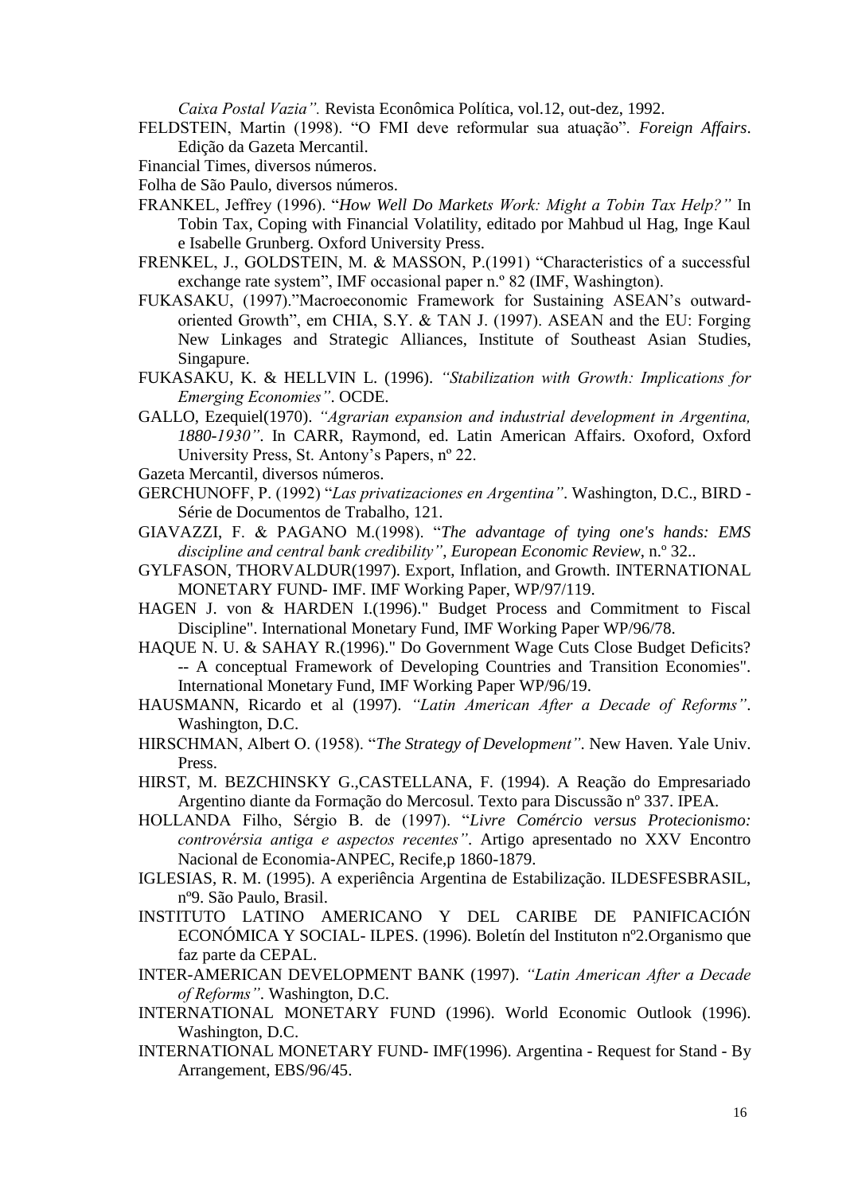*Caixa Postal Vazia".* Revista Econômica Política, vol.12, out-dez, 1992.

FELDSTEIN, Martin (1998). "O FMI deve reformular sua atuação". *Foreign Affairs*. Edição da Gazeta Mercantil.

Financial Times, diversos números.

Folha de São Paulo, diversos números.

FRANKEL, Jeffrey (1996). "*How Well Do Markets Work: Might a Tobin Tax Help?"* In Tobin Tax, Coping with Financial Volatility, editado por Mahbud ul Hag, Inge Kaul e Isabelle Grunberg. Oxford University Press.

FRENKEL, J., GOLDSTEIN, M. & MASSON, P.(1991) "Characteristics of a successful exchange rate system", IMF occasional paper n.º 82 (IMF, Washington).

FUKASAKU, (1997)."Macroeconomic Framework for Sustaining ASEAN's outward-oriented Growth", em CHIA, S.Y. & TAN J. (1997). ASEAN and the EU: Forging New Linkages and Strategic Alliances, Institute of Southeast Asian Studies, Singapure.

FUKASAKU, K. & HELLVIN L. (1996). *"Stabilization with Growth: Implications for Emerging Economies"*. OCDE.

GALLO, Ezequiel(1970). *"Agrarian expansion and industrial development in Argentina, 1880-1930"*. In CARR, Raymond, ed. Latin American Affairs. Oxoford, Oxford University Press, St. Antony's Papers, nº 22.

Gazeta Mercantil, diversos números.

GERCHUNOFF, P. (1992) "*Las privatizaciones en Argentina"*. Washington, D.C., BIRD - Série de Documentos de Trabalho, 121.

GIAVAZZI, F. & PAGANO M.(1998). "*The advantage of tying one's hands: EMS discipline and central bank credibility"*, *European Economic Review*, n.º 32..

GYLFASON, THORVALDUR(1997). Export, Inflation, and Growth. INTERNATIONAL MONETARY FUND- IMF. IMF Working Paper, WP/97/119.

HAGEN J. von & HARDEN I.(1996)." Budget Process and Commitment to Fiscal Discipline". International Monetary Fund, IMF Working Paper WP/96/78.

HAQUE N. U. & SAHAY R.(1996)." Do Government Wage Cuts Close Budget Deficits? -- A conceptual Framework of Developing Countries and Transition Economies". International Monetary Fund, IMF Working Paper WP/96/19.

HAUSMANN, Ricardo et al (1997). *"Latin American After a Decade of Reforms"*. Washington, D.C.

HIRSCHMAN, Albert O. (1958). "*The Strategy of Development"*. New Haven. Yale Univ. Press.

HIRST, M. BEZCHINSKY G.,CASTELLANA, F. (1994). A Reação do Empresariado Argentino diante da Formação do Mercosul. Texto para Discussão nº 337. IPEA.

HOLLANDA Filho, Sérgio B. de (1997). "*Livre Comércio versus Protecionismo: controvérsia antiga e aspectos recentes"*. Artigo apresentado no XXV Encontro Nacional de Economia-ANPEC, Recife,p 1860-1879.

IGLESIAS, R. M. (1995). A experiência Argentina de Estabilização. ILDESFESBRASIL, nº9. São Paulo, Brasil.

INSTITUTO LATINO AMERICANO Y DEL CARIBE DE PANIFICACIÓN ECONÓMICA Y SOCIAL- ILPES. (1996). Boletín del Instituton nº2.Organismo que faz parte da CEPAL.

INTER-AMERICAN DEVELOPMENT BANK (1997). *"Latin American After a Decade of Reforms"*. Washington, D.C.

INTERNATIONAL MONETARY FUND (1996). World Economic Outlook (1996). Washington, D.C.

INTERNATIONAL MONETARY FUND- IMF(1996). Argentina - Request for Stand - By Arrangement, EBS/96/45.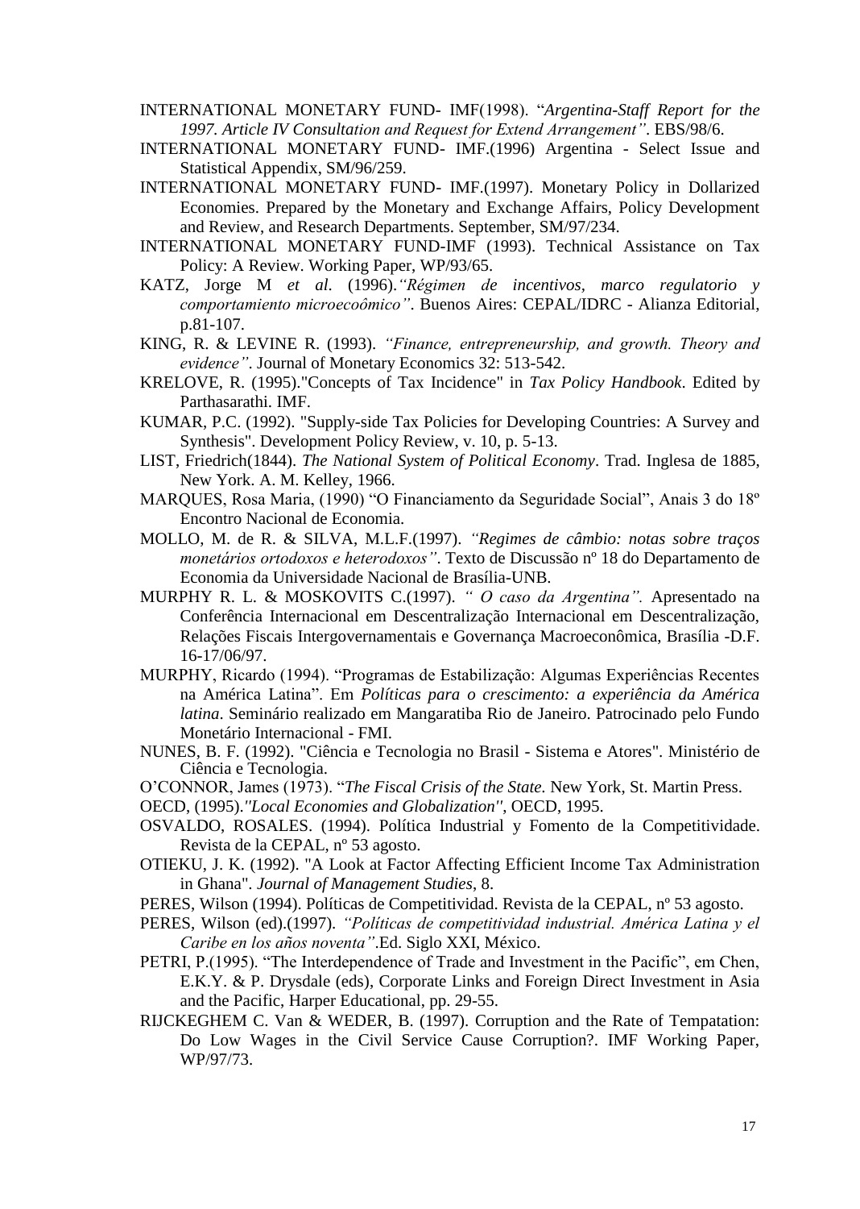INTERNATIONAL MONETARY FUND- IMF(1998). "*Argentina-Staff Report for the 1997. Article IV Consultation and Request for Extend Arrangement"*. EBS/98/6.

INTERNATIONAL MONETARY FUND- IMF.(1996) Argentina - Select Issue and Statistical Appendix, SM/96/259.

INTERNATIONAL MONETARY FUND- IMF.(1997). Monetary Policy in Dollarized Economies. Prepared by the Monetary and Exchange Affairs, Policy Development and Review, and Research Departments. September, SM/97/234.

INTERNATIONAL MONETARY FUND-IMF (1993). Technical Assistance on Tax Policy: A Review. Working Paper, WP/93/65.

KATZ, Jorge M *et al.* (1996).*"Régimen de incentivos, marco regulatorio y comportamiento microecoômico"*. Buenos Aires: CEPAL/IDRC - Alianza Editorial, p.81-107.

KING, R. & LEVINE R. (1993). *"Finance, entrepreneurship, and growth. Theory and evidence"*. Journal of Monetary Economics 32: 513-542.

KRELOVE, R. (1995)."Concepts of Tax Incidence" in *Tax Policy Handbook*. Edited by Parthasarathi. IMF.

KUMAR, P.C. (1992). "Supply-side Tax Policies for Developing Countries: A Survey and Synthesis". Development Policy Review, v. 10, p. 5-13.

LIST, Friedrich(1844). *The National System of Political Economy*. Trad. Inglesa de 1885, New York. A. M. Kelley, 1966.

MARQUES, Rosa Maria, (1990) "O Financiamento da Seguridade Social", Anais 3 do 18º Encontro Nacional de Economia.

MOLLO, M. de R. & SILVA, M.L.F.(1997). *"Regimes de câmbio: notas sobre traços monetários ortodoxos e heterodoxos"*. Texto de Discussão nº 18 do Departamento de Economia da Universidade Nacional de Brasília-UNB.

MURPHY R. L. & MOSKOVITS C.(1997). *" O caso da Argentina".* Apresentado na Conferência Internacional em Descentralização Internacional em Descentralização, Relações Fiscais Intergovernamentais e Governança Macroeconômica, Brasília -D.F. 16-17/06/97.

MURPHY, Ricardo (1994). "Programas de Estabilização: Algumas Experiências Recentes na América Latina". Em *Políticas para o crescimento: a experiência da América latina*. Seminário realizado em Mangaratiba Rio de Janeiro. Patrocinado pelo Fundo Monetário Internacional - FMI.

NUNES, B. F. (1992). "Ciência e Tecnologia no Brasil - Sistema e Atores". Ministério de Ciência e Tecnologia.

O'CONNOR, James (1973). "*The Fiscal Crisis of the State*. New York, St. Martin Press.

OECD, (1995).*"Local Economies and Globalization"*, OECD, 1995.

OSVALDO, ROSALES. (1994). Política Industrial y Fomento de la Competitividade. Revista de la CEPAL, nº 53 agosto.

OTIEKU, J. K. (1992). "A Look at Factor Affecting Efficient Income Tax Administration in Ghana". *Journal of Management Studies*, 8.

PERES, Wilson (1994). Políticas de Competitividad. Revista de la CEPAL, nº 53 agosto.

PERES, Wilson (ed).(1997). *"Políticas de competitividad industrial. América Latina y el Caribe en los años noventa"*.Ed. Siglo XXI, México.

PETRI, P.(1995). "The Interdependence of Trade and Investment in the Pacific", em Chen, E.K.Y. & P. Drysdale (eds), Corporate Links and Foreign Direct Investment in Asia and the Pacific, Harper Educational, pp. 29-55.

RIJCKEGHEM C. Van & WEDER, B. (1997). Corruption and the Rate of Tempatation: Do Low Wages in the Civil Service Cause Corruption?. IMF Working Paper, WP/97/73.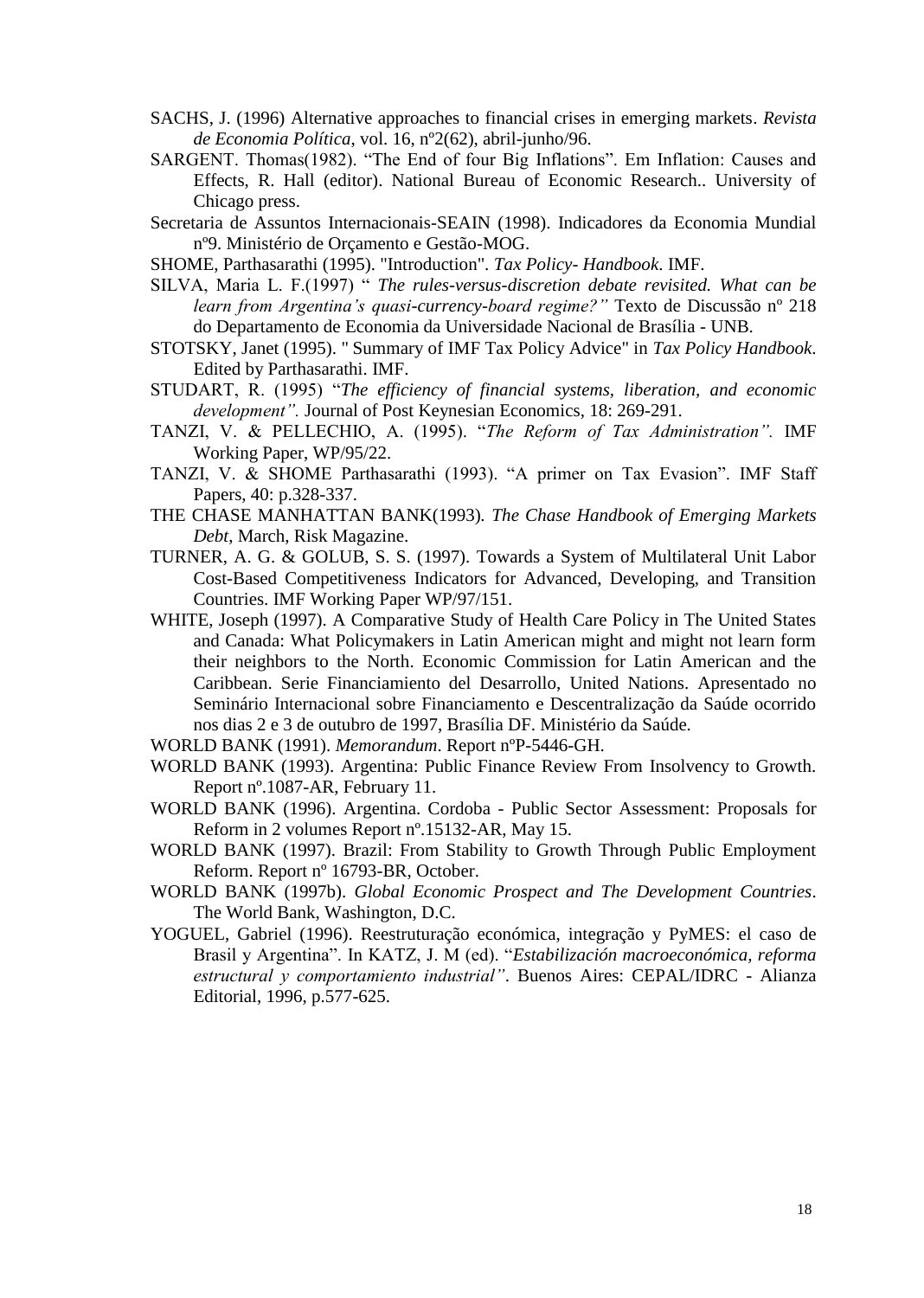SACHS, J. (1996) Alternative approaches to financial crises in emerging markets. *Revista de Economia Política*, vol. 16, nº2(62), abril-junho/96.

SARGENT. Thomas(1982). "The End of four Big Inflations". Em Inflation: Causes and Effects, R. Hall (editor). National Bureau of Economic Research.. University of Chicago press.

Secretaria de Assuntos Internacionais-SEAIN (1998). Indicadores da Economia Mundial nº9. Ministério de Orçamento e Gestão-MOG.

SHOME, Parthasarathi (1995). "Introduction". *Tax Policy- Handbook*. IMF.

SILVA, Maria L. F.(1997) " *The rules-versus-discretion debate revisited. What can be learn from Argentina's quasi-currency-board regime?"* Texto de Discussão nº 218 do Departamento de Economia da Universidade Nacional de Brasília - UNB.

STOTSKY, Janet (1995). " Summary of IMF Tax Policy Advice" in *Tax Policy Handbook*. Edited by Parthasarathi. IMF.

STUDART, R. (1995) "*The efficiency of financial systems, liberation, and economic development".* Journal of Post Keynesian Economics, 18: 269-291.

TANZI, V. & PELLECHIO, A. (1995). "*The Reform of Tax Administration".* IMF Working Paper, WP/95/22.

TANZI, V. & SHOME Parthasarathi (1993). "A primer on Tax Evasion". IMF Staff Papers, 40: p.328-337.

THE CHASE MANHATTAN BANK(1993)*. The Chase Handbook of Emerging Markets Debt*, March, Risk Magazine.

TURNER, A. G. & GOLUB, S. S. (1997). Towards a System of Multilateral Unit Labor Cost-Based Competitiveness Indicators for Advanced, Developing, and Transition Countries. IMF Working Paper WP/97/151.

WHITE, Joseph (1997). A Comparative Study of Health Care Policy in The United States and Canada: What Policymakers in Latin American might and might not learn form their neighbors to the North. Economic Commission for Latin American and the Caribbean. Serie Financiamiento del Desarrollo, United Nations. Apresentado no Seminário Internacional sobre Financiamento e Descentralização da Saúde ocorrido nos dias 2 e 3 de outubro de 1997, Brasília DF. Ministério da Saúde.

WORLD BANK (1991). *Memorandum*. Report nºP-5446-GH.

WORLD BANK (1993). Argentina: Public Finance Review From Insolvency to Growth. Report nº.1087-AR, February 11.

WORLD BANK (1996). Argentina. Cordoba - Public Sector Assessment: Proposals for Reform in 2 volumes Report nº.15132-AR, May 15.

WORLD BANK (1997). Brazil: From Stability to Growth Through Public Employment Reform. Report nº 16793-BR, October.

WORLD BANK (1997b). *Global Economic Prospect and The Development Countries*. The World Bank, Washington, D.C.

YOGUEL, Gabriel (1996). Reestruturação económica, integração y PyMES: el caso de Brasil y Argentina". In KATZ, J. M (ed). "*Estabilización macroeconómica, reforma estructural y comportamiento industrial"*. Buenos Aires: CEPAL/IDRC - Alianza Editorial, 1996, p.577-625.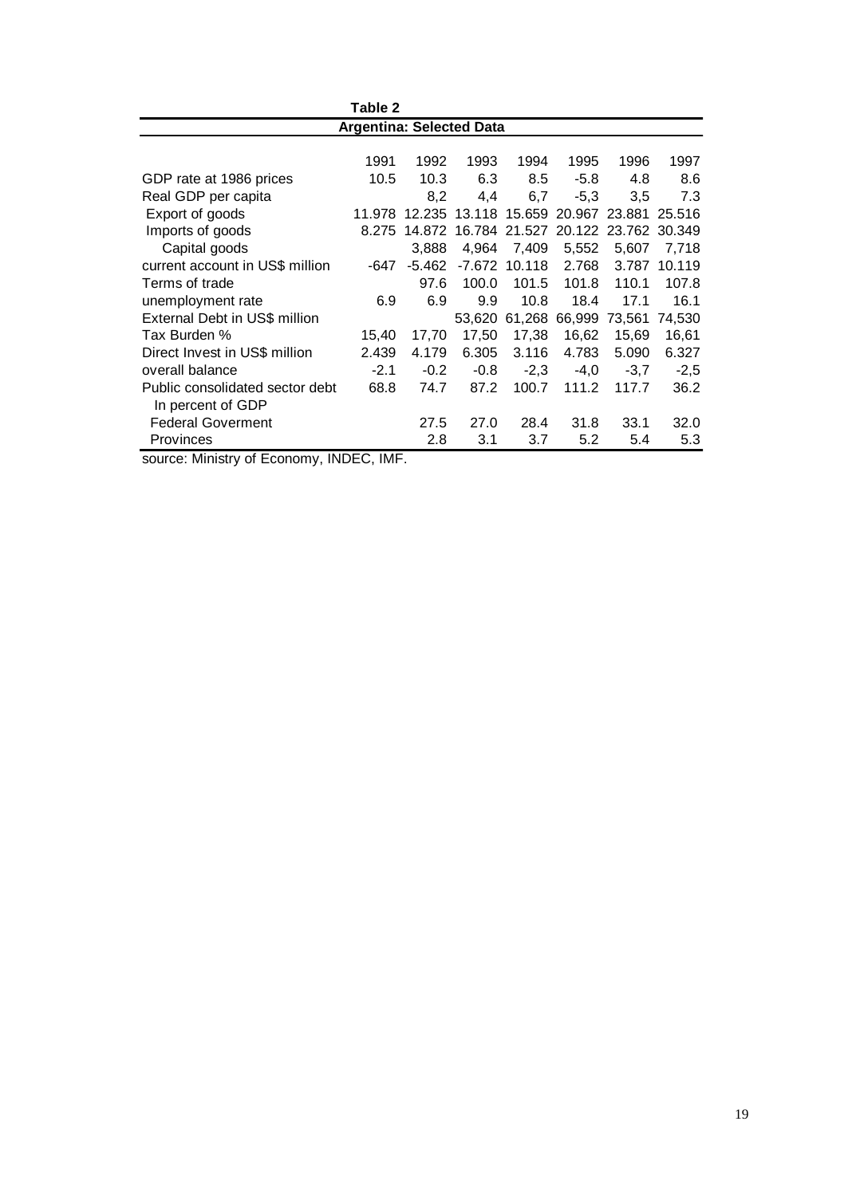**Table 2**

**Argentina: Selected Data**

| | 1991 | 1992 | 1993 | 1994 | 1995 | 1996 | 1997 |
|---|---|---|---|---|---|---|---|
| GDP rate at 1986 prices | 10.5 | 10.3 | 6.3 | 8.5 | -5.8 | 4.8 | 8.6 |
| Real GDP per capita | | 8,2 | 4,4 | 6,7 | -5,3 | 3,5 | 7.3 |
| Export of goods | 11.978 | 12.235 | 13.118 | 15.659 | 20.967 | 23.881 | 25.516 |
| Imports of goods | 8.275 | 14.872 | 16.784 | 21.527 | 20.122 | 23.762 | 30.349 |
| Capital goods | | 3,888 | 4,964 | 7,409 | 5,552 | 5,607 | 7,718 |
| current account in US$ million | -647 | -5.462 | -7.672 | 10.118 | 2.768 | 3.787 | 10.119 |
| Terms of trade | | 97.6 | 100.0 | 101.5 | 101.8 | 110.1 | 107.8 |
| unemployment rate | 6.9 | 6.9 | 9.9 | 10.8 | 18.4 | 17.1 | 16.1 |
| External Debt in US$ million | | | 53,620 | 61,268 | 66,999 | 73,561 | 74,530 |
| Tax Burden % | 15,40 | 17,70 | 17,50 | 17,38 | 16,62 | 15,69 | 16,61 |
| Direct Invest in US$ million | 2.439 | 4.179 | 6.305 | 3.116 | 4.783 | 5.090 | 6.327 |
| overall balance | -2.1 | -0.2 | -0.8 | -2,3 | -4,0 | -3,7 | -2,5 |
| Public consolidated sector debt | 68.8 | 74.7 | 87.2 | 100.7 | 111.2 | 117.7 | 36.2 |
| In percent of GDP | | | | | | | |
| Federal Goverment | | 27.5 | 27.0 | 28.4 | 31.8 | 33.1 | 32.0 |
| Provinces | | 2.8 | 3.1 | 3.7 | 5.2 | 5.4 | 5.3 |

source: Ministry of Economy, INDEC, IMF.